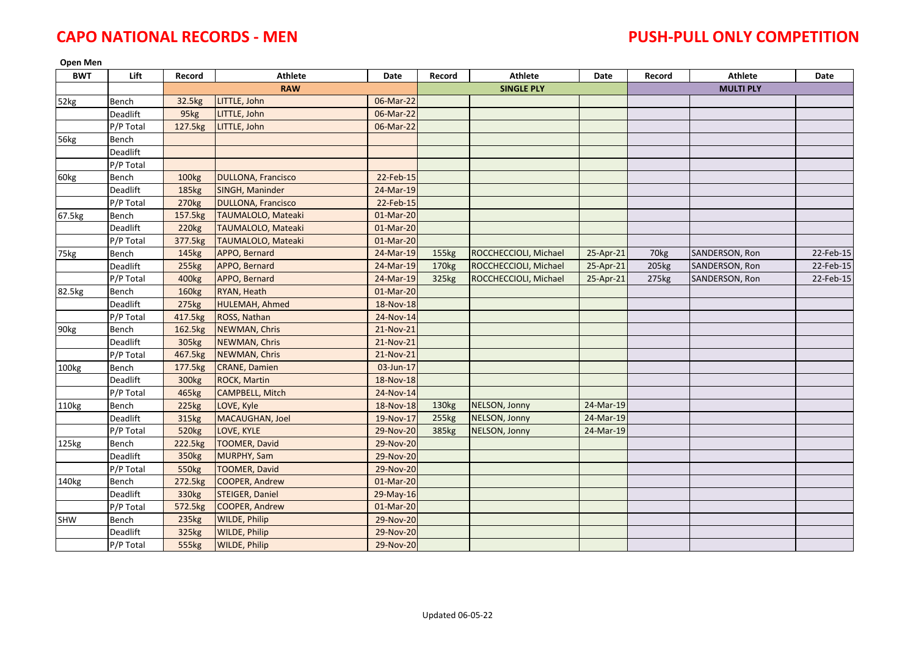# CAPO NATIONAL RECORDS - MEN

# PUSH-PULL ONLY COMPETITION

**Open Men**

| BWT | Lift | Record | Athlete | Date | Record | Athlete | Date | Record | Athlete | Date |
|---|---|---|---|---|---|---|---|---|---|---|
| | | RAW | | | SINGLE PLY | | | MULTI PLY | | |
| 52kg | Bench | 32.5kg | LITTLE, John | 06-Mar-22 | | | | | | |
| | Deadlift | 95kg | LITTLE, John | 06-Mar-22 | | | | | | |
| | P/P Total | 127.5kg | LITTLE, John | 06-Mar-22 | | | | | | |
| 56kg | Bench | | | | | | | | | |
| | Deadlift | | | | | | | | | |
| | P/P Total | | | | | | | | | |
| 60kg | Bench | 100kg | DULLONA, Francisco | 22-Feb-15 | | | | | | |
| | Deadlift | 185kg | SINGH, Maninder | 24-Mar-19 | | | | | | |
| | P/P Total | 270kg | DULLONA, Francisco | 22-Feb-15 | | | | | | |
| 67.5kg | Bench | 157.5kg | TAUMALOLO, Mateaki | 01-Mar-20 | | | | | | |
| | Deadlift | 220kg | TAUMALOLO, Mateaki | 01-Mar-20 | | | | | | |
| | P/P Total | 377.5kg | TAUMALOLO, Mateaki | 01-Mar-20 | | | | | | |
| 75kg | Bench | 145kg | APPO, Bernard | 24-Mar-19 | 155kg | ROCCHECCIOLI, Michael | 25-Apr-21 | 70kg | SANDERSON, Ron | 22-Feb-15 |
| | Deadlift | 255kg | APPO, Bernard | 24-Mar-19 | 170kg | ROCCHECCIOLI, Michael | 25-Apr-21 | 205kg | SANDERSON, Ron | 22-Feb-15 |
| | P/P Total | 400kg | APPO, Bernard | 24-Mar-19 | 325kg | ROCCHECCIOLI, Michael | 25-Apr-21 | 275kg | SANDERSON, Ron | 22-Feb-15 |
| 82.5kg | Bench | 160kg | RYAN, Heath | 01-Mar-20 | | | | | | |
| | Deadlift | 275kg | HULEMAH, Ahmed | 18-Nov-18 | | | | | | |
| | P/P Total | 417.5kg | ROSS, Nathan | 24-Nov-14 | | | | | | |
| 90kg | Bench | 162.5kg | NEWMAN, Chris | 21-Nov-21 | | | | | | |
| | Deadlift | 305kg | NEWMAN, Chris | 21-Nov-21 | | | | | | |
| | P/P Total | 467.5kg | NEWMAN, Chris | 21-Nov-21 | | | | | | |
| 100kg | Bench | 177.5kg | CRANE, Damien | 03-Jun-17 | | | | | | |
| | Deadlift | 300kg | ROCK, Martin | 18-Nov-18 | | | | | | |
| | P/P Total | 465kg | CAMPBELL, Mitch | 24-Nov-14 | | | | | | |
| 110kg | Bench | 225kg | LOVE, Kyle | 18-Nov-18 | 130kg | NELSON, Jonny | 24-Mar-19 | | | |
| | Deadlift | 315kg | MACAUGHAN, Joel | 19-Nov-17 | 255kg | NELSON, Jonny | 24-Mar-19 | | | |
| | P/P Total | 520kg | LOVE, KYLE | 29-Nov-20 | 385kg | NELSON, Jonny | 24-Mar-19 | | | |
| 125kg | Bench | 222.5kg | TOOMER, David | 29-Nov-20 | | | | | | |
| | Deadlift | 350kg | MURPHY, Sam | 29-Nov-20 | | | | | | |
| | P/P Total | 550kg | TOOMER, David | 29-Nov-20 | | | | | | |
| 140kg | Bench | 272.5kg | COOPER, Andrew | 01-Mar-20 | | | | | | |
| | Deadlift | 330kg | STEIGER, Daniel | 29-May-16 | | | | | | |
| | P/P Total | 572.5kg | COOPER, Andrew | 01-Mar-20 | | | | | | |
| SHW | Bench | 235kg | WILDE, Philip | 29-Nov-20 | | | | | | |
| | Deadlift | 325kg | WILDE, Philip | 29-Nov-20 | | | | | | |
| | P/P Total | 555kg | WILDE, Philip | 29-Nov-20 | | | | | | |

Updated 06-05-22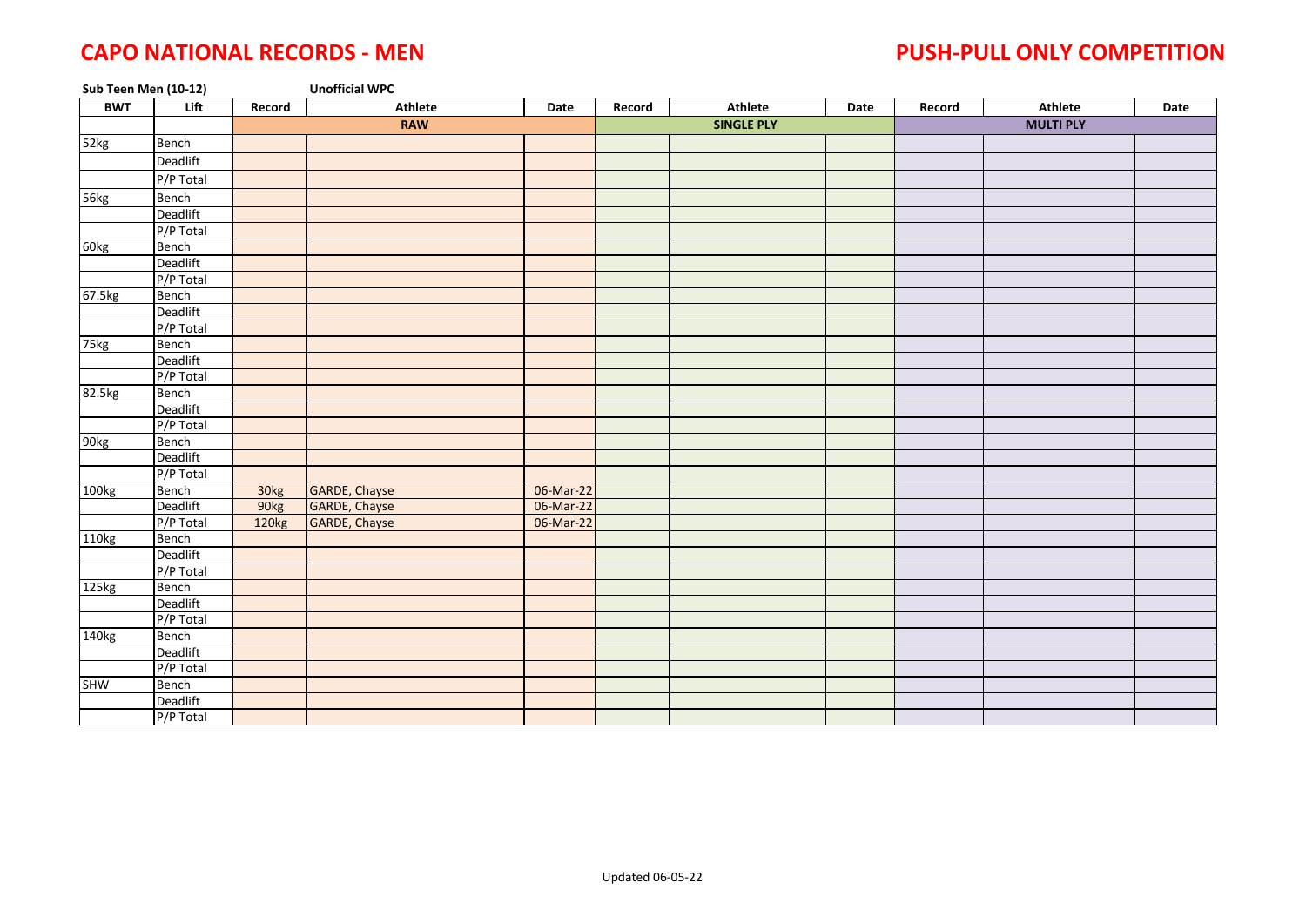# CAPO NATIONAL RECORDS - MEN

# PUSH-PULL ONLY COMPETITION

**Sub Teen Men (10-12)** **Unofficial WPC**

| BWT | Lift | Record | Athlete | Date | Record | Athlete | Date | Record | Athlete | Date |
|---|---|---|---|---|---|---|---|---|---|---|
| | | RAW | | | SINGLE PLY | | | MULTI PLY | | |
| 52kg | Bench | | | | | | | | | |
| | Deadlift | | | | | | | | | |
| | P/P Total | | | | | | | | | |
| 56kg | Bench | | | | | | | | | |
| | Deadlift | | | | | | | | | |
| | P/P Total | | | | | | | | | |
| 60kg | Bench | | | | | | | | | |
| | Deadlift | | | | | | | | | |
| | P/P Total | | | | | | | | | |
| 67.5kg | Bench | | | | | | | | | |
| | Deadlift | | | | | | | | | |
| | P/P Total | | | | | | | | | |
| 75kg | Bench | | | | | | | | | |
| | Deadlift | | | | | | | | | |
| | P/P Total | | | | | | | | | |
| 82.5kg | Bench | | | | | | | | | |
| | Deadlift | | | | | | | | | |
| | P/P Total | | | | | | | | | |
| 90kg | Bench | | | | | | | | | |
| | Deadlift | | | | | | | | | |
| | P/P Total | | | | | | | | | |
| 100kg | Bench | 30kg | GARDE, Chayse | 06-Mar-22 | | | | | | |
| | Deadlift | 90kg | GARDE, Chayse | 06-Mar-22 | | | | | | |
| | P/P Total | 120kg | GARDE, Chayse | 06-Mar-22 | | | | | | |
| 110kg | Bench | | | | | | | | | |
| | Deadlift | | | | | | | | | |
| | P/P Total | | | | | | | | | |
| 125kg | Bench | | | | | | | | | |
| | Deadlift | | | | | | | | | |
| | P/P Total | | | | | | | | | |
| 140kg | Bench | | | | | | | | | |
| | Deadlift | | | | | | | | | |
| | P/P Total | | | | | | | | | |
| SHW | Bench | | | | | | | | | |
| | Deadlift | | | | | | | | | |
| | P/P Total | | | | | | | | | |

Updated 06-05-22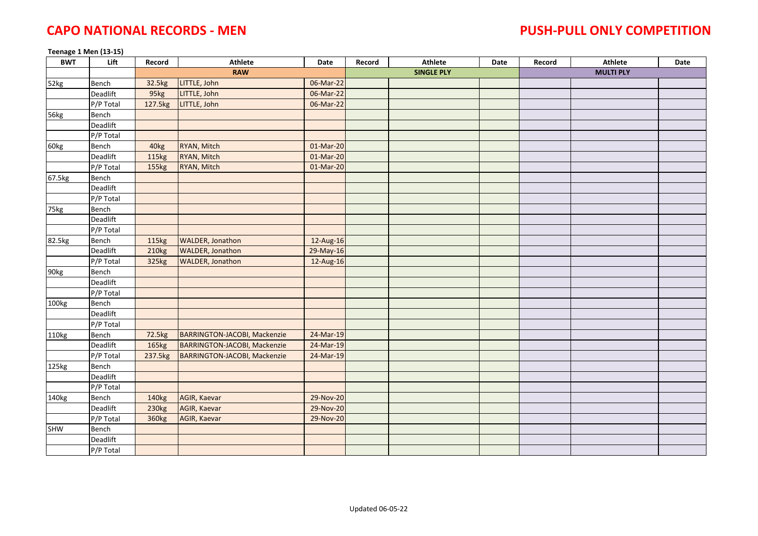# CAPO NATIONAL RECORDS - MEN

# PUSH-PULL ONLY COMPETITION

**Teenage 1 Men (13-15)**

| BWT | Lift | Record | Athlete | Date | Record | Athlete | Date | Record | Athlete | Date |
|---|---|---|---|---|---|---|---|---|---|---|
| | | RAW | | | SINGLE PLY | | | MULTI PLY | | |
| 52kg | Bench | 32.5kg | LITTLE, John | 06-Mar-22 | | | | | | |
| | Deadlift | 95kg | LITTLE, John | 06-Mar-22 | | | | | | |
| | P/P Total | 127.5kg | LITTLE, John | 06-Mar-22 | | | | | | |
| 56kg | Bench | | | | | | | | | |
| | Deadlift | | | | | | | | | |
| | P/P Total | | | | | | | | | |
| 60kg | Bench | 40kg | RYAN, Mitch | 01-Mar-20 | | | | | | |
| | Deadlift | 115kg | RYAN, Mitch | 01-Mar-20 | | | | | | |
| | P/P Total | 155kg | RYAN, Mitch | 01-Mar-20 | | | | | | |
| 67.5kg | Bench | | | | | | | | | |
| | Deadlift | | | | | | | | | |
| | P/P Total | | | | | | | | | |
| 75kg | Bench | | | | | | | | | |
| | Deadlift | | | | | | | | | |
| | P/P Total | | | | | | | | | |
| 82.5kg | Bench | 115kg | WALDER, Jonathon | 12-Aug-16 | | | | | | |
| | Deadlift | 210kg | WALDER, Jonathon | 29-May-16 | | | | | | |
| | P/P Total | 325kg | WALDER, Jonathon | 12-Aug-16 | | | | | | |
| 90kg | Bench | | | | | | | | | |
| | Deadlift | | | | | | | | | |
| | P/P Total | | | | | | | | | |
| 100kg | Bench | | | | | | | | | |
| | Deadlift | | | | | | | | | |
| | P/P Total | | | | | | | | | |
| 110kg | Bench | 72.5kg | BARRINGTON-JACOBI, Mackenzie | 24-Mar-19 | | | | | | |
| | Deadlift | 165kg | BARRINGTON-JACOBI, Mackenzie | 24-Mar-19 | | | | | | |
| | P/P Total | 237.5kg | BARRINGTON-JACOBI, Mackenzie | 24-Mar-19 | | | | | | |
| 125kg | Bench | | | | | | | | | |
| | Deadlift | | | | | | | | | |
| | P/P Total | | | | | | | | | |
| 140kg | Bench | 140kg | AGIR, Kaevar | 29-Nov-20 | | | | | | |
| | Deadlift | 230kg | AGIR, Kaevar | 29-Nov-20 | | | | | | |
| | P/P Total | 360kg | AGIR, Kaevar | 29-Nov-20 | | | | | | |
| SHW | Bench | | | | | | | | | |
| | Deadlift | | | | | | | | | |
| | P/P Total | | | | | | | | | |

Updated 06-05-22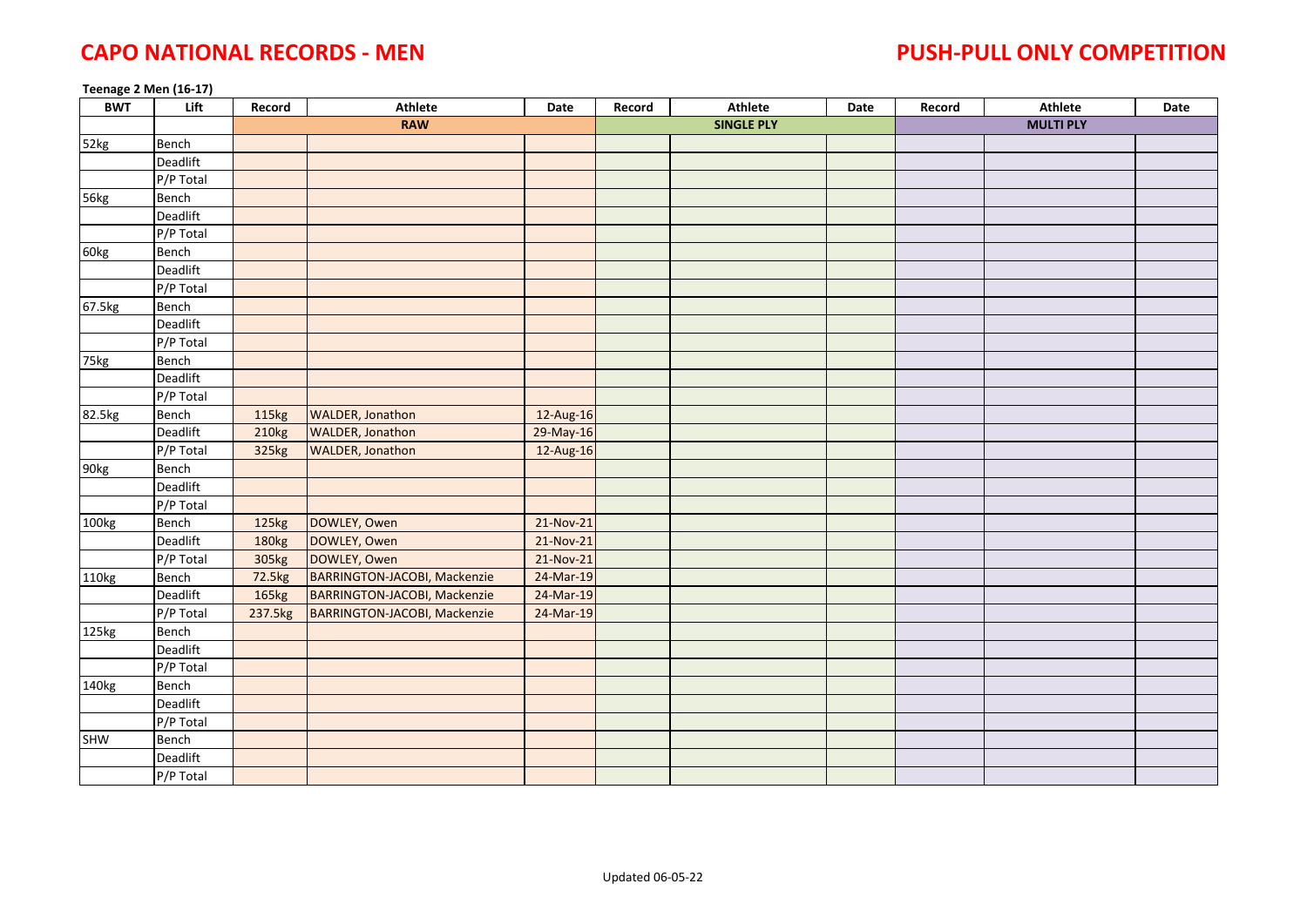# CAPO NATIONAL RECORDS - MEN

# PUSH-PULL ONLY COMPETITION

**Teenage 2 Men (16-17)**

| BWT | Lift | Record | Athlete | Date | Record | Athlete | Date | Record | Athlete | Date |
|---|---|---|---|---|---|---|---|---|---|---|
| | | RAW | | | SINGLE PLY | | | MULTI PLY | | |
| 52kg | Bench | | | | | | | | | |
| | Deadlift | | | | | | | | | |
| | P/P Total | | | | | | | | | |
| 56kg | Bench | | | | | | | | | |
| | Deadlift | | | | | | | | | |
| | P/P Total | | | | | | | | | |
| 60kg | Bench | | | | | | | | | |
| | Deadlift | | | | | | | | | |
| | P/P Total | | | | | | | | | |
| 67.5kg | Bench | | | | | | | | | |
| | Deadlift | | | | | | | | | |
| | P/P Total | | | | | | | | | |
| 75kg | Bench | | | | | | | | | |
| | Deadlift | | | | | | | | | |
| | P/P Total | | | | | | | | | |
| 82.5kg | Bench | 115kg | WALDER, Jonathon | 12-Aug-16 | | | | | | |
| | Deadlift | 210kg | WALDER, Jonathon | 29-May-16 | | | | | | |
| | P/P Total | 325kg | WALDER, Jonathon | 12-Aug-16 | | | | | | |
| 90kg | Bench | | | | | | | | | |
| | Deadlift | | | | | | | | | |
| | P/P Total | | | | | | | | | |
| 100kg | Bench | 125kg | DOWLEY, Owen | 21-Nov-21 | | | | | | |
| | Deadlift | 180kg | DOWLEY, Owen | 21-Nov-21 | | | | | | |
| | P/P Total | 305kg | DOWLEY, Owen | 21-Nov-21 | | | | | | |
| 110kg | Bench | 72.5kg | BARRINGTON-JACOBI, Mackenzie | 24-Mar-19 | | | | | | |
| | Deadlift | 165kg | BARRINGTON-JACOBI, Mackenzie | 24-Mar-19 | | | | | | |
| | P/P Total | 237.5kg | BARRINGTON-JACOBI, Mackenzie | 24-Mar-19 | | | | | | |
| 125kg | Bench | | | | | | | | | |
| | Deadlift | | | | | | | | | |
| | P/P Total | | | | | | | | | |
| 140kg | Bench | | | | | | | | | |
| | Deadlift | | | | | | | | | |
| | P/P Total | | | | | | | | | |
| SHW | Bench | | | | | | | | | |
| | Deadlift | | | | | | | | | |
| | P/P Total | | | | | | | | | |

Updated 06-05-22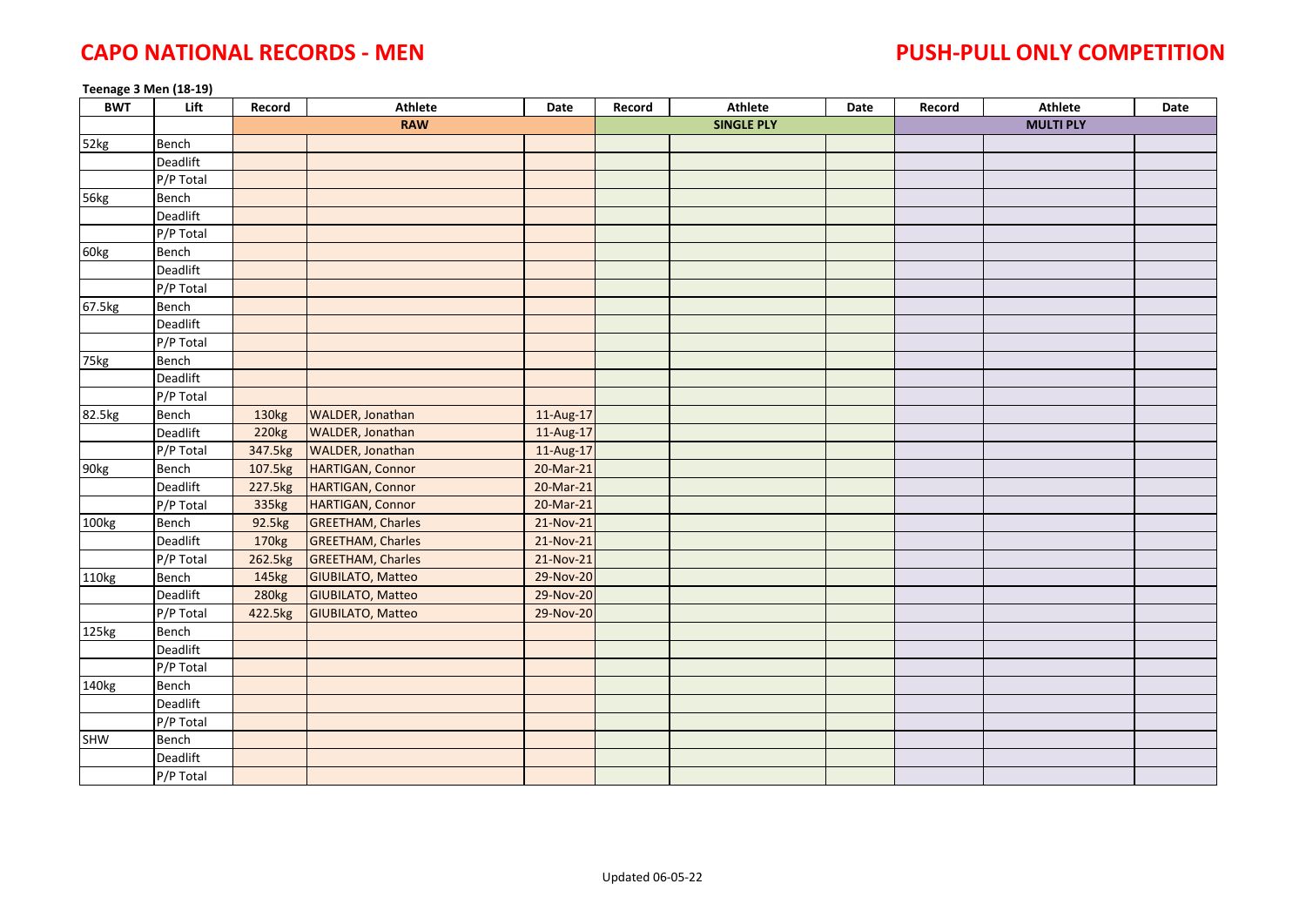# CAPO NATIONAL RECORDS - MEN

# PUSH-PULL ONLY COMPETITION

**Teenage 3 Men (18-19)**

| BWT | Lift | Record | Athlete | Date | Record | Athlete | Date | Record | Athlete | Date |
|---|---|---|---|---|---|---|---|---|---|---|
| | | RAW | | | SINGLE PLY | | | MULTI PLY | | |
| 52kg | Bench | | | | | | | | | |
| | Deadlift | | | | | | | | | |
| | P/P Total | | | | | | | | | |
| 56kg | Bench | | | | | | | | | |
| | Deadlift | | | | | | | | | |
| | P/P Total | | | | | | | | | |
| 60kg | Bench | | | | | | | | | |
| | Deadlift | | | | | | | | | |
| | P/P Total | | | | | | | | | |
| 67.5kg | Bench | | | | | | | | | |
| | Deadlift | | | | | | | | | |
| | P/P Total | | | | | | | | | |
| 75kg | Bench | | | | | | | | | |
| | Deadlift | | | | | | | | | |
| | P/P Total | | | | | | | | | |
| 82.5kg | Bench | 130kg | WALDER, Jonathan | 11-Aug-17 | | | | | | |
| | Deadlift | 220kg | WALDER, Jonathan | 11-Aug-17 | | | | | | |
| | P/P Total | 347.5kg | WALDER, Jonathan | 11-Aug-17 | | | | | | |
| 90kg | Bench | 107.5kg | HARTIGAN, Connor | 20-Mar-21 | | | | | | |
| | Deadlift | 227.5kg | HARTIGAN, Connor | 20-Mar-21 | | | | | | |
| | P/P Total | 335kg | HARTIGAN, Connor | 20-Mar-21 | | | | | | |
| 100kg | Bench | 92.5kg | GREETHAM, Charles | 21-Nov-21 | | | | | | |
| | Deadlift | 170kg | GREETHAM, Charles | 21-Nov-21 | | | | | | |
| | P/P Total | 262.5kg | GREETHAM, Charles | 21-Nov-21 | | | | | | |
| 110kg | Bench | 145kg | GIUBILATO, Matteo | 29-Nov-20 | | | | | | |
| | Deadlift | 280kg | GIUBILATO, Matteo | 29-Nov-20 | | | | | | |
| | P/P Total | 422.5kg | GIUBILATO, Matteo | 29-Nov-20 | | | | | | |
| 125kg | Bench | | | | | | | | | |
| | Deadlift | | | | | | | | | |
| | P/P Total | | | | | | | | | |
| 140kg | Bench | | | | | | | | | |
| | Deadlift | | | | | | | | | |
| | P/P Total | | | | | | | | | |
| SHW | Bench | | | | | | | | | |
| | Deadlift | | | | | | | | | |
| | P/P Total | | | | | | | | | |

Updated 06-05-22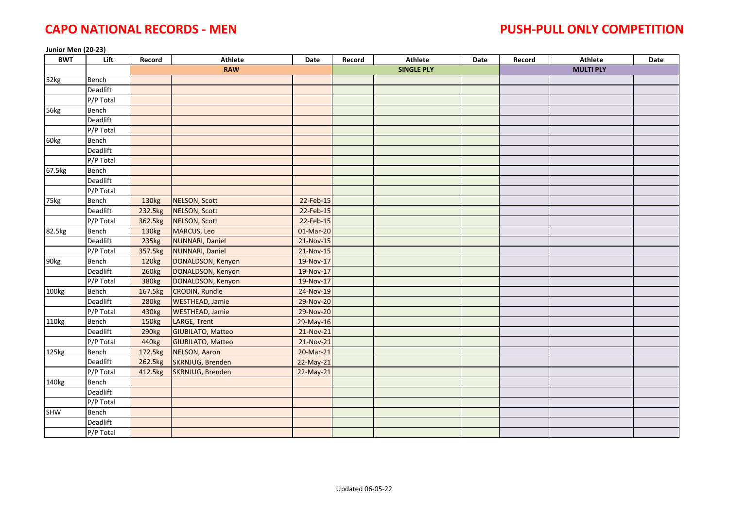# CAPO NATIONAL RECORDS - MEN

# PUSH-PULL ONLY COMPETITION

**Junior Men (20-23)**

| BWT | Lift | Record | Athlete | Date | Record | Athlete | Date | Record | Athlete | Date |
|---|---|---|---|---|---|---|---|---|---|---|
| | | RAW | | | SINGLE PLY | | | MULTI PLY | | |
| 52kg | Bench | | | | | | | | | |
| | Deadlift | | | | | | | | | |
| | P/P Total | | | | | | | | | |
| 56kg | Bench | | | | | | | | | |
| | Deadlift | | | | | | | | | |
| | P/P Total | | | | | | | | | |
| 60kg | Bench | | | | | | | | | |
| | Deadlift | | | | | | | | | |
| | P/P Total | | | | | | | | | |
| 67.5kg | Bench | | | | | | | | | |
| | Deadlift | | | | | | | | | |
| | P/P Total | | | | | | | | | |
| 75kg | Bench | 130kg | NELSON, Scott | 22-Feb-15 | | | | | | |
| | Deadlift | 232.5kg | NELSON, Scott | 22-Feb-15 | | | | | | |
| | P/P Total | 362.5kg | NELSON, Scott | 22-Feb-15 | | | | | | |
| 82.5kg | Bench | 130kg | MARCUS, Leo | 01-Mar-20 | | | | | | |
| | Deadlift | 235kg | NUNNARI, Daniel | 21-Nov-15 | | | | | | |
| | P/P Total | 357.5kg | NUNNARI, Daniel | 21-Nov-15 | | | | | | |
| 90kg | Bench | 120kg | DONALDSON, Kenyon | 19-Nov-17 | | | | | | |
| | Deadlift | 260kg | DONALDSON, Kenyon | 19-Nov-17 | | | | | | |
| | P/P Total | 380kg | DONALDSON, Kenyon | 19-Nov-17 | | | | | | |
| 100kg | Bench | 167.5kg | CRODIN, Rundle | 24-Nov-19 | | | | | | |
| | Deadlift | 280kg | WESTHEAD, Jamie | 29-Nov-20 | | | | | | |
| | P/P Total | 430kg | WESTHEAD, Jamie | 29-Nov-20 | | | | | | |
| 110kg | Bench | 150kg | LARGE, Trent | 29-May-16 | | | | | | |
| | Deadlift | 290kg | GIUBILATO, Matteo | 21-Nov-21 | | | | | | |
| | P/P Total | 440kg | GIUBILATO, Matteo | 21-Nov-21 | | | | | | |
| 125kg | Bench | 172.5kg | NELSON, Aaron | 20-Mar-21 | | | | | | |
| | Deadlift | 262.5kg | SKRNJUG, Brenden | 22-May-21 | | | | | | |
| | P/P Total | 412.5kg | SKRNJUG, Brenden | 22-May-21 | | | | | | |
| 140kg | Bench | | | | | | | | | |
| | Deadlift | | | | | | | | | |
| | P/P Total | | | | | | | | | |
| SHW | Bench | | | | | | | | | |
| | Deadlift | | | | | | | | | |
| | P/P Total | | | | | | | | | |

Updated 06-05-22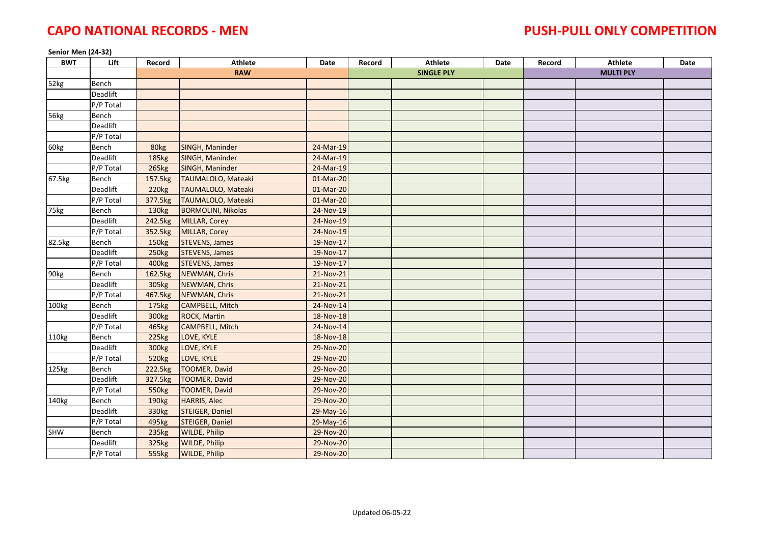# CAPO NATIONAL RECORDS - MEN

# PUSH-PULL ONLY COMPETITION

**Senior Men (24-32)**

| BWT | Lift | Record | Athlete | Date | Record | Athlete | Date | Record | Athlete | Date |
|---|---|---|---|---|---|---|---|---|---|---|
| | | RAW | | | SINGLE PLY | | | MULTI PLY | | |
| 52kg | Bench | | | | | | | | | |
| | Deadlift | | | | | | | | | |
| | P/P Total | | | | | | | | | |
| 56kg | Bench | | | | | | | | | |
| | Deadlift | | | | | | | | | |
| | P/P Total | | | | | | | | | |
| 60kg | Bench | 80kg | SINGH, Maninder | 24-Mar-19 | | | | | | |
| | Deadlift | 185kg | SINGH, Maninder | 24-Mar-19 | | | | | | |
| | P/P Total | 265kg | SINGH, Maninder | 24-Mar-19 | | | | | | |
| 67.5kg | Bench | 157.5kg | TAUMALOLO, Mateaki | 01-Mar-20 | | | | | | |
| | Deadlift | 220kg | TAUMALOLO, Mateaki | 01-Mar-20 | | | | | | |
| | P/P Total | 377.5kg | TAUMALOLO, Mateaki | 01-Mar-20 | | | | | | |
| 75kg | Bench | 130kg | BORMOLINI, Nikolas | 24-Nov-19 | | | | | | |
| | Deadlift | 242.5kg | MILLAR, Corey | 24-Nov-19 | | | | | | |
| | P/P Total | 352.5kg | MILLAR, Corey | 24-Nov-19 | | | | | | |
| 82.5kg | Bench | 150kg | STEVENS, James | 19-Nov-17 | | | | | | |
| | Deadlift | 250kg | STEVENS, James | 19-Nov-17 | | | | | | |
| | P/P Total | 400kg | STEVENS, James | 19-Nov-17 | | | | | | |
| 90kg | Bench | 162.5kg | NEWMAN, Chris | 21-Nov-21 | | | | | | |
| | Deadlift | 305kg | NEWMAN, Chris | 21-Nov-21 | | | | | | |
| | P/P Total | 467.5kg | NEWMAN, Chris | 21-Nov-21 | | | | | | |
| 100kg | Bench | 175kg | CAMPBELL, Mitch | 24-Nov-14 | | | | | | |
| | Deadlift | 300kg | ROCK, Martin | 18-Nov-18 | | | | | | |
| | P/P Total | 465kg | CAMPBELL, Mitch | 24-Nov-14 | | | | | | |
| 110kg | Bench | 225kg | LOVE, KYLE | 18-Nov-18 | | | | | | |
| | Deadlift | 300kg | LOVE, KYLE | 29-Nov-20 | | | | | | |
| | P/P Total | 520kg | LOVE, KYLE | 29-Nov-20 | | | | | | |
| 125kg | Bench | 222.5kg | TOOMER, David | 29-Nov-20 | | | | | | |
| | Deadlift | 327.5kg | TOOMER, David | 29-Nov-20 | | | | | | |
| | P/P Total | 550kg | TOOMER, David | 29-Nov-20 | | | | | | |
| 140kg | Bench | 190kg | HARRIS, Alec | 29-Nov-20 | | | | | | |
| | Deadlift | 330kg | STEIGER, Daniel | 29-May-16 | | | | | | |
| | P/P Total | 495kg | STEIGER, Daniel | 29-May-16 | | | | | | |
| SHW | Bench | 235kg | WILDE, Philip | 29-Nov-20 | | | | | | |
| | Deadlift | 325kg | WILDE, Philip | 29-Nov-20 | | | | | | |
| | P/P Total | 555kg | WILDE, Philip | 29-Nov-20 | | | | | | |

Updated 06-05-22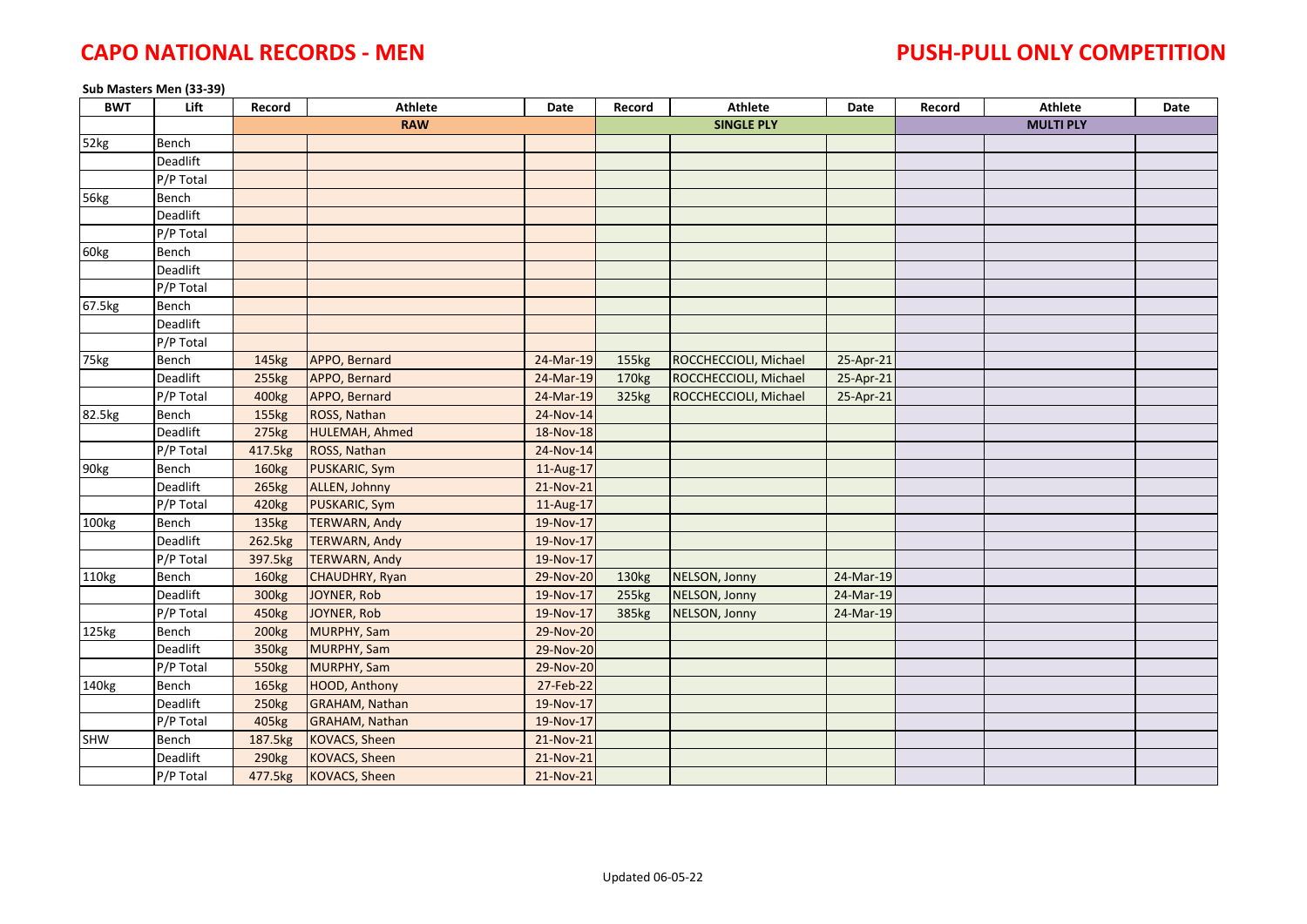# CAPO NATIONAL RECORDS - MEN

# PUSH-PULL ONLY COMPETITION

**Sub Masters Men (33-39)**

| BWT | Lift | Record | Athlete | Date | Record | Athlete | Date | Record | Athlete | Date |
|---|---|---|---|---|---|---|---|---|---|---|
| | | RAW | | | SINGLE PLY | | | MULTI PLY | | |
| 52kg | Bench | | | | | | | | | |
| | Deadlift | | | | | | | | | |
| | P/P Total | | | | | | | | | |
| 56kg | Bench | | | | | | | | | |
| | Deadlift | | | | | | | | | |
| | P/P Total | | | | | | | | | |
| 60kg | Bench | | | | | | | | | |
| | Deadlift | | | | | | | | | |
| | P/P Total | | | | | | | | | |
| 67.5kg | Bench | | | | | | | | | |
| | Deadlift | | | | | | | | | |
| | P/P Total | | | | | | | | | |
| 75kg | Bench | 145kg | APPO, Bernard | 24-Mar-19 | 155kg | ROCCHECCIOLI, Michael | 25-Apr-21 | | | |
| | Deadlift | 255kg | APPO, Bernard | 24-Mar-19 | 170kg | ROCCHECCIOLI, Michael | 25-Apr-21 | | | |
| | P/P Total | 400kg | APPO, Bernard | 24-Mar-19 | 325kg | ROCCHECCIOLI, Michael | 25-Apr-21 | | | |
| 82.5kg | Bench | 155kg | ROSS, Nathan | 24-Nov-14 | | | | | | |
| | Deadlift | 275kg | HULEMAH, Ahmed | 18-Nov-18 | | | | | | |
| | P/P Total | 417.5kg | ROSS, Nathan | 24-Nov-14 | | | | | | |
| 90kg | Bench | 160kg | PUSKARIC, Sym | 11-Aug-17 | | | | | | |
| | Deadlift | 265kg | ALLEN, Johnny | 21-Nov-21 | | | | | | |
| | P/P Total | 420kg | PUSKARIC, Sym | 11-Aug-17 | | | | | | |
| 100kg | Bench | 135kg | TERWARN, Andy | 19-Nov-17 | | | | | | |
| | Deadlift | 262.5kg | TERWARN, Andy | 19-Nov-17 | | | | | | |
| | P/P Total | 397.5kg | TERWARN, Andy | 19-Nov-17 | | | | | | |
| 110kg | Bench | 160kg | CHAUDHRY, Ryan | 29-Nov-20 | 130kg | NELSON, Jonny | 24-Mar-19 | | | |
| | Deadlift | 300kg | JOYNER, Rob | 19-Nov-17 | 255kg | NELSON, Jonny | 24-Mar-19 | | | |
| | P/P Total | 450kg | JOYNER, Rob | 19-Nov-17 | 385kg | NELSON, Jonny | 24-Mar-19 | | | |
| 125kg | Bench | 200kg | MURPHY, Sam | 29-Nov-20 | | | | | | |
| | Deadlift | 350kg | MURPHY, Sam | 29-Nov-20 | | | | | | |
| | P/P Total | 550kg | MURPHY, Sam | 29-Nov-20 | | | | | | |
| 140kg | Bench | 165kg | HOOD, Anthony | 27-Feb-22 | | | | | | |
| | Deadlift | 250kg | GRAHAM, Nathan | 19-Nov-17 | | | | | | |
| | P/P Total | 405kg | GRAHAM, Nathan | 19-Nov-17 | | | | | | |
| SHW | Bench | 187.5kg | KOVACS, Sheen | 21-Nov-21 | | | | | | |
| | Deadlift | 290kg | KOVACS, Sheen | 21-Nov-21 | | | | | | |
| | P/P Total | 477.5kg | KOVACS, Sheen | 21-Nov-21 | | | | | | |

Updated 06-05-22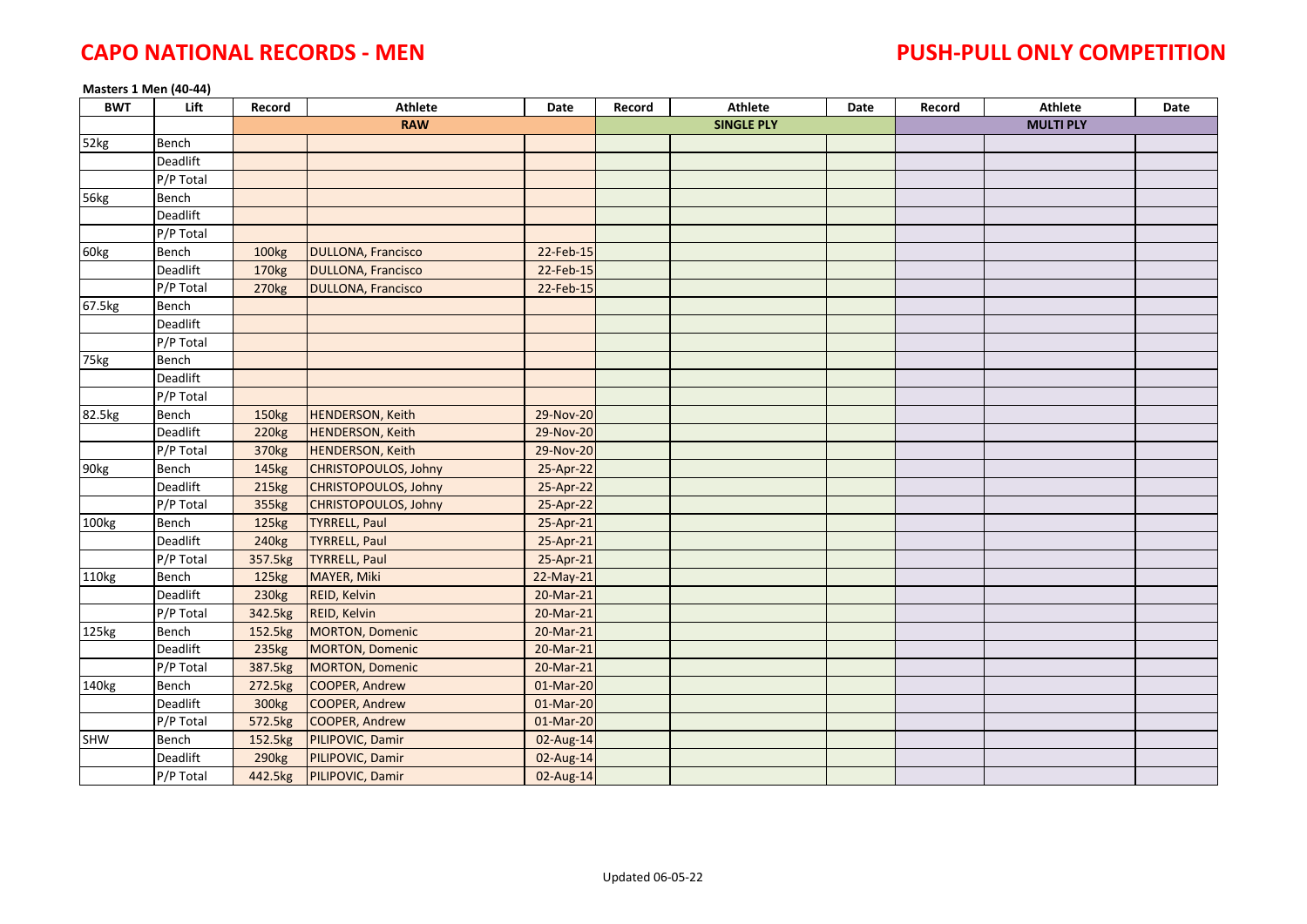# CAPO NATIONAL RECORDS - MEN

# PUSH-PULL ONLY COMPETITION

**Masters 1 Men (40-44)**

| BWT | Lift | Record | Athlete | Date | Record | Athlete | Date | Record | Athlete | Date |
|---|---|---|---|---|---|---|---|---|---|---|
| | | RAW | | | SINGLE PLY | | | MULTI PLY | | |
| 52kg | Bench | | | | | | | | | |
| | Deadlift | | | | | | | | | |
| | P/P Total | | | | | | | | | |
| 56kg | Bench | | | | | | | | | |
| | Deadlift | | | | | | | | | |
| | P/P Total | | | | | | | | | |
| 60kg | Bench | 100kg | DULLONA, Francisco | 22-Feb-15 | | | | | | |
| | Deadlift | 170kg | DULLONA, Francisco | 22-Feb-15 | | | | | | |
| | P/P Total | 270kg | DULLONA, Francisco | 22-Feb-15 | | | | | | |
| 67.5kg | Bench | | | | | | | | | |
| | Deadlift | | | | | | | | | |
| | P/P Total | | | | | | | | | |
| 75kg | Bench | | | | | | | | | |
| | Deadlift | | | | | | | | | |
| | P/P Total | | | | | | | | | |
| 82.5kg | Bench | 150kg | HENDERSON, Keith | 29-Nov-20 | | | | | | |
| | Deadlift | 220kg | HENDERSON, Keith | 29-Nov-20 | | | | | | |
| | P/P Total | 370kg | HENDERSON, Keith | 29-Nov-20 | | | | | | |
| 90kg | Bench | 145kg | CHRISTOPOULOS, Johny | 25-Apr-22 | | | | | | |
| | Deadlift | 215kg | CHRISTOPOULOS, Johny | 25-Apr-22 | | | | | | |
| | P/P Total | 355kg | CHRISTOPOULOS, Johny | 25-Apr-22 | | | | | | |
| 100kg | Bench | 125kg | TYRRELL, Paul | 25-Apr-21 | | | | | | |
| | Deadlift | 240kg | TYRRELL, Paul | 25-Apr-21 | | | | | | |
| | P/P Total | 357.5kg | TYRRELL, Paul | 25-Apr-21 | | | | | | |
| 110kg | Bench | 125kg | MAYER, Miki | 22-May-21 | | | | | | |
| | Deadlift | 230kg | REID, Kelvin | 20-Mar-21 | | | | | | |
| | P/P Total | 342.5kg | REID, Kelvin | 20-Mar-21 | | | | | | |
| 125kg | Bench | 152.5kg | MORTON, Domenic | 20-Mar-21 | | | | | | |
| | Deadlift | 235kg | MORTON, Domenic | 20-Mar-21 | | | | | | |
| | P/P Total | 387.5kg | MORTON, Domenic | 20-Mar-21 | | | | | | |
| 140kg | Bench | 272.5kg | COOPER, Andrew | 01-Mar-20 | | | | | | |
| | Deadlift | 300kg | COOPER, Andrew | 01-Mar-20 | | | | | | |
| | P/P Total | 572.5kg | COOPER, Andrew | 01-Mar-20 | | | | | | |
| SHW | Bench | 152.5kg | PILIPOVIC, Damir | 02-Aug-14 | | | | | | |
| | Deadlift | 290kg | PILIPOVIC, Damir | 02-Aug-14 | | | | | | |
| | P/P Total | 442.5kg | PILIPOVIC, Damir | 02-Aug-14 | | | | | | |

Updated 06-05-22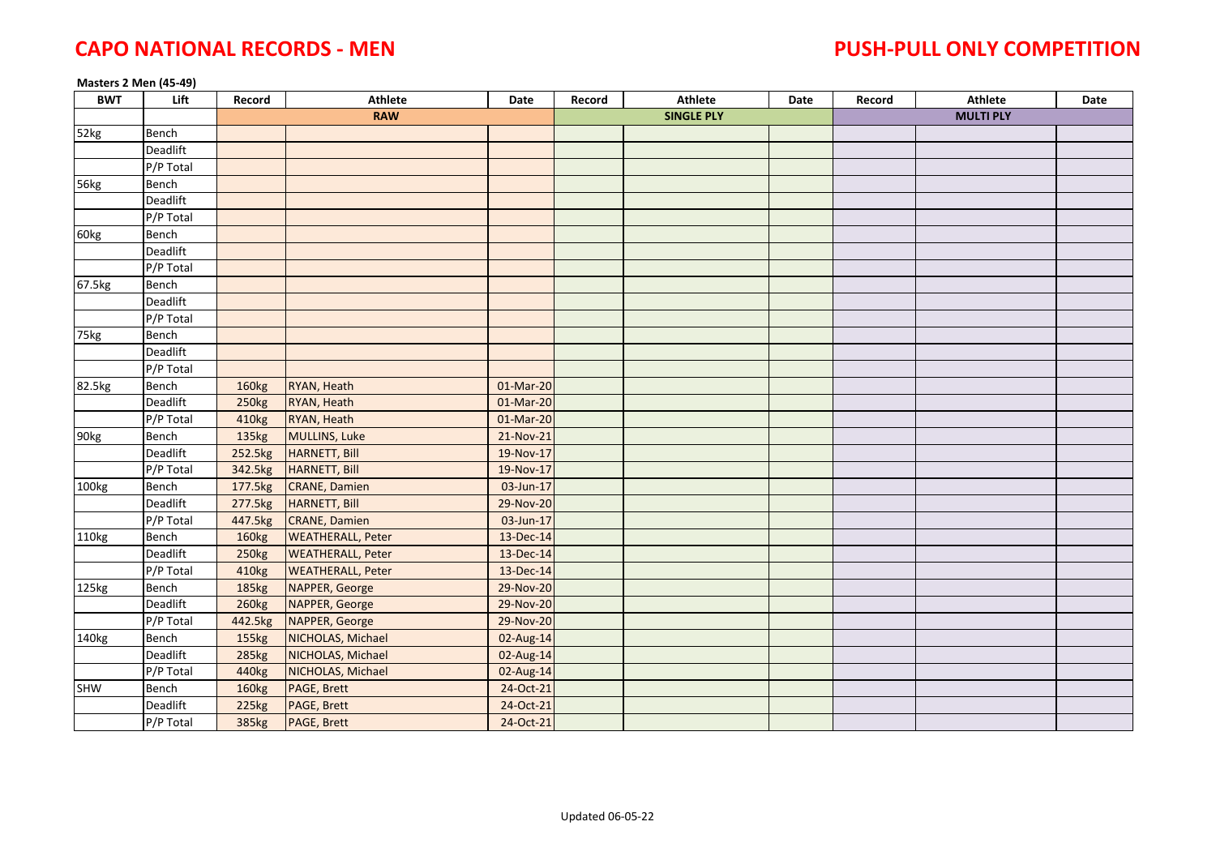# CAPO NATIONAL RECORDS - MEN

# PUSH-PULL ONLY COMPETITION

**Masters 2 Men (45-49)**

| BWT | Lift | Record | Athlete | Date | Record | Athlete | Date | Record | Athlete | Date |
|---|---|---|---|---|---|---|---|---|---|---|
| | | RAW | | | SINGLE PLY | | | MULTI PLY | | |
| 52kg | Bench | | | | | | | | | |
| | Deadlift | | | | | | | | | |
| | P/P Total | | | | | | | | | |
| 56kg | Bench | | | | | | | | | |
| | Deadlift | | | | | | | | | |
| | P/P Total | | | | | | | | | |
| 60kg | Bench | | | | | | | | | |
| | Deadlift | | | | | | | | | |
| | P/P Total | | | | | | | | | |
| 67.5kg | Bench | | | | | | | | | |
| | Deadlift | | | | | | | | | |
| | P/P Total | | | | | | | | | |
| 75kg | Bench | | | | | | | | | |
| | Deadlift | | | | | | | | | |
| | P/P Total | | | | | | | | | |
| 82.5kg | Bench | 160kg | RYAN, Heath | 01-Mar-20 | | | | | | |
| | Deadlift | 250kg | RYAN, Heath | 01-Mar-20 | | | | | | |
| | P/P Total | 410kg | RYAN, Heath | 01-Mar-20 | | | | | | |
| 90kg | Bench | 135kg | MULLINS, Luke | 21-Nov-21 | | | | | | |
| | Deadlift | 252.5kg | HARNETT, Bill | 19-Nov-17 | | | | | | |
| | P/P Total | 342.5kg | HARNETT, Bill | 19-Nov-17 | | | | | | |
| 100kg | Bench | 177.5kg | CRANE, Damien | 03-Jun-17 | | | | | | |
| | Deadlift | 277.5kg | HARNETT, Bill | 29-Nov-20 | | | | | | |
| | P/P Total | 447.5kg | CRANE, Damien | 03-Jun-17 | | | | | | |
| 110kg | Bench | 160kg | WEATHERALL, Peter | 13-Dec-14 | | | | | | |
| | Deadlift | 250kg | WEATHERALL, Peter | 13-Dec-14 | | | | | | |
| | P/P Total | 410kg | WEATHERALL, Peter | 13-Dec-14 | | | | | | |
| 125kg | Bench | 185kg | NAPPER, George | 29-Nov-20 | | | | | | |
| | Deadlift | 260kg | NAPPER, George | 29-Nov-20 | | | | | | |
| | P/P Total | 442.5kg | NAPPER, George | 29-Nov-20 | | | | | | |
| 140kg | Bench | 155kg | NICHOLAS, Michael | 02-Aug-14 | | | | | | |
| | Deadlift | 285kg | NICHOLAS, Michael | 02-Aug-14 | | | | | | |
| | P/P Total | 440kg | NICHOLAS, Michael | 02-Aug-14 | | | | | | |
| SHW | Bench | 160kg | PAGE, Brett | 24-Oct-21 | | | | | | |
| | Deadlift | 225kg | PAGE, Brett | 24-Oct-21 | | | | | | |
| | P/P Total | 385kg | PAGE, Brett | 24-Oct-21 | | | | | | |

Updated 06-05-22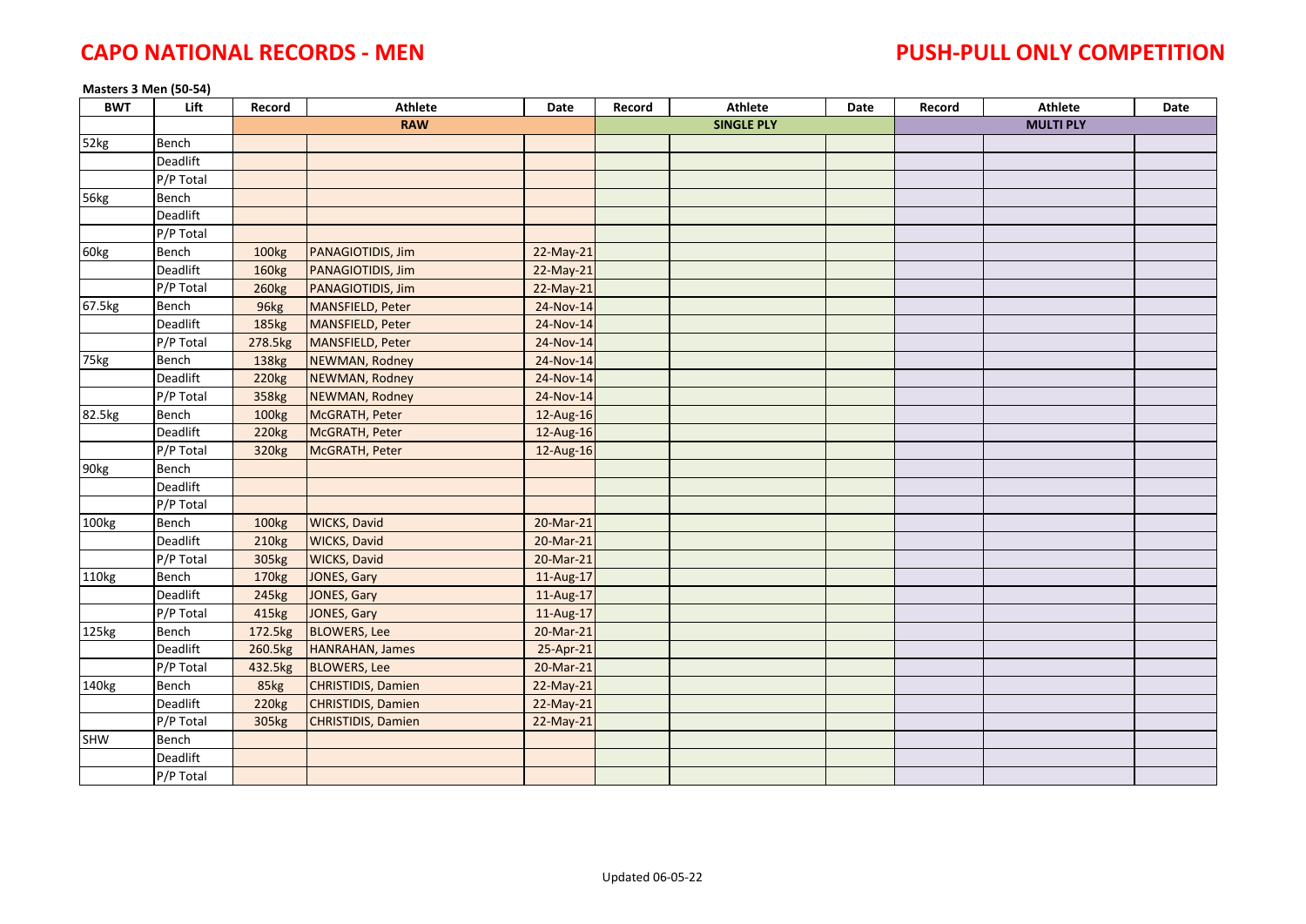# CAPO NATIONAL RECORDS - MEN

# PUSH-PULL ONLY COMPETITION

**Masters 3 Men (50-54)**

| BWT | Lift | Record | Athlete | Date | Record | Athlete | Date | Record | Athlete | Date |
|---|---|---|---|---|---|---|---|---|---|---|
| | | RAW | | | SINGLE PLY | | | MULTI PLY | | |
| 52kg | Bench | | | | | | | | | |
| | Deadlift | | | | | | | | | |
| | P/P Total | | | | | | | | | |
| 56kg | Bench | | | | | | | | | |
| | Deadlift | | | | | | | | | |
| | P/P Total | | | | | | | | | |
| 60kg | Bench | 100kg | PANAGIOTIDIS, Jim | 22-May-21 | | | | | | |
| | Deadlift | 160kg | PANAGIOTIDIS, Jim | 22-May-21 | | | | | | |
| | P/P Total | 260kg | PANAGIOTIDIS, Jim | 22-May-21 | | | | | | |
| 67.5kg | Bench | 96kg | MANSFIELD, Peter | 24-Nov-14 | | | | | | |
| | Deadlift | 185kg | MANSFIELD, Peter | 24-Nov-14 | | | | | | |
| | P/P Total | 278.5kg | MANSFIELD, Peter | 24-Nov-14 | | | | | | |
| 75kg | Bench | 138kg | NEWMAN, Rodney | 24-Nov-14 | | | | | | |
| | Deadlift | 220kg | NEWMAN, Rodney | 24-Nov-14 | | | | | | |
| | P/P Total | 358kg | NEWMAN, Rodney | 24-Nov-14 | | | | | | |
| 82.5kg | Bench | 100kg | McGRATH, Peter | 12-Aug-16 | | | | | | |
| | Deadlift | 220kg | McGRATH, Peter | 12-Aug-16 | | | | | | |
| | P/P Total | 320kg | McGRATH, Peter | 12-Aug-16 | | | | | | |
| 90kg | Bench | | | | | | | | | |
| | Deadlift | | | | | | | | | |
| | P/P Total | | | | | | | | | |
| 100kg | Bench | 100kg | WICKS, David | 20-Mar-21 | | | | | | |
| | Deadlift | 210kg | WICKS, David | 20-Mar-21 | | | | | | |
| | P/P Total | 305kg | WICKS, David | 20-Mar-21 | | | | | | |
| 110kg | Bench | 170kg | JONES, Gary | 11-Aug-17 | | | | | | |
| | Deadlift | 245kg | JONES, Gary | 11-Aug-17 | | | | | | |
| | P/P Total | 415kg | JONES, Gary | 11-Aug-17 | | | | | | |
| 125kg | Bench | 172.5kg | BLOWERS, Lee | 20-Mar-21 | | | | | | |
| | Deadlift | 260.5kg | HANRAHAN, James | 25-Apr-21 | | | | | | |
| | P/P Total | 432.5kg | BLOWERS, Lee | 20-Mar-21 | | | | | | |
| 140kg | Bench | 85kg | CHRISTIDIS, Damien | 22-May-21 | | | | | | |
| | Deadlift | 220kg | CHRISTIDIS, Damien | 22-May-21 | | | | | | |
| | P/P Total | 305kg | CHRISTIDIS, Damien | 22-May-21 | | | | | | |
| SHW | Bench | | | | | | | | | |
| | Deadlift | | | | | | | | | |
| | P/P Total | | | | | | | | | |

Updated 06-05-22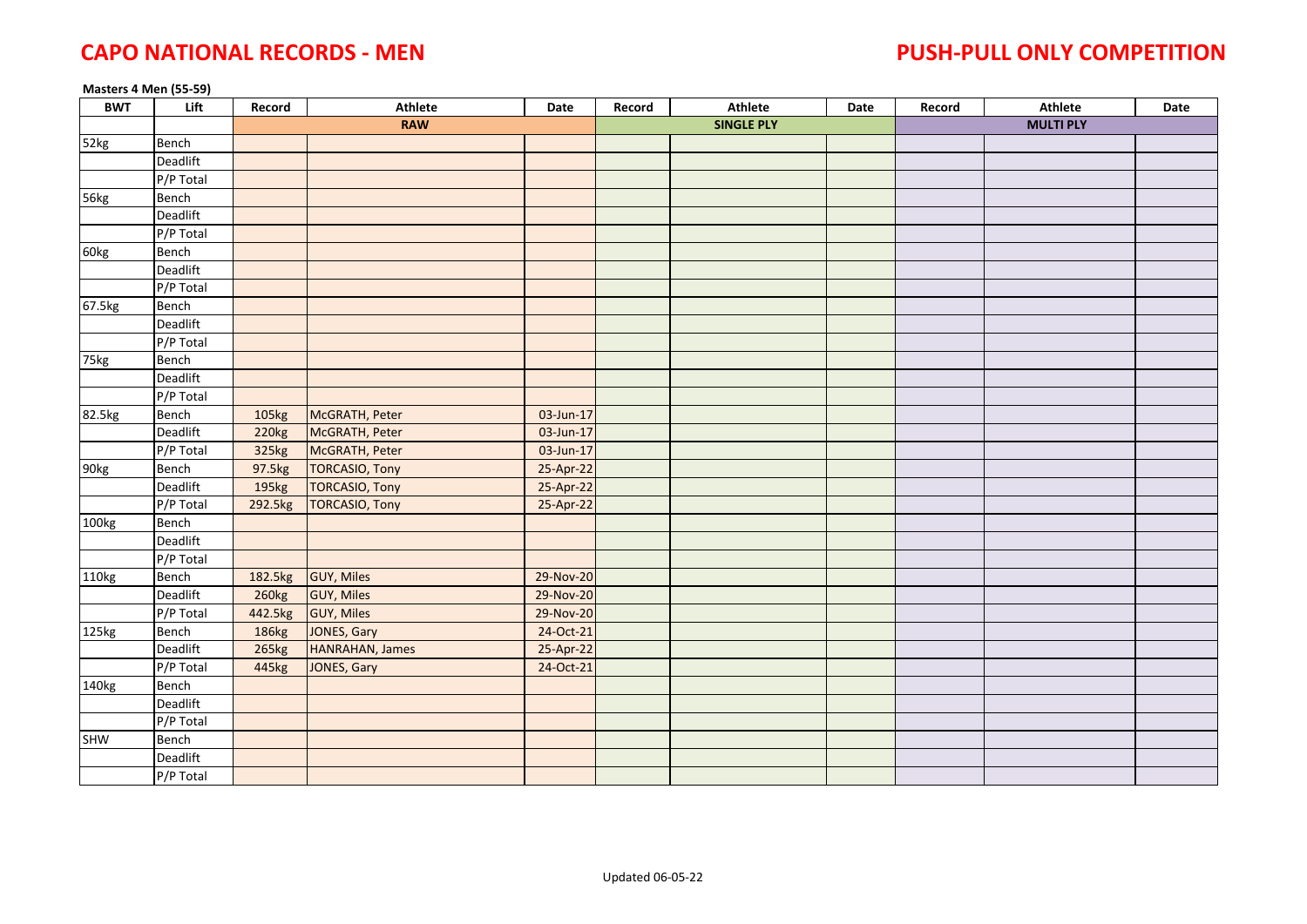# CAPO NATIONAL RECORDS - MEN

# PUSH-PULL ONLY COMPETITION

**Masters 4 Men (55-59)**

| BWT | Lift | Record | Athlete | Date | Record | Athlete | Date | Record | Athlete | Date |
|---|---|---|---|---|---|---|---|---|---|---|
| | | RAW | | | SINGLE PLY | | | MULTI PLY | | |
| 52kg | Bench | | | | | | | | | |
| | Deadlift | | | | | | | | | |
| | P/P Total | | | | | | | | | |
| 56kg | Bench | | | | | | | | | |
| | Deadlift | | | | | | | | | |
| | P/P Total | | | | | | | | | |
| 60kg | Bench | | | | | | | | | |
| | Deadlift | | | | | | | | | |
| | P/P Total | | | | | | | | | |
| 67.5kg | Bench | | | | | | | | | |
| | Deadlift | | | | | | | | | |
| | P/P Total | | | | | | | | | |
| 75kg | Bench | | | | | | | | | |
| | Deadlift | | | | | | | | | |
| | P/P Total | | | | | | | | | |
| 82.5kg | Bench | 105kg | McGRATH, Peter | 03-Jun-17 | | | | | | |
| | Deadlift | 220kg | McGRATH, Peter | 03-Jun-17 | | | | | | |
| | P/P Total | 325kg | McGRATH, Peter | 03-Jun-17 | | | | | | |
| 90kg | Bench | 97.5kg | TORCASIO, Tony | 25-Apr-22 | | | | | | |
| | Deadlift | 195kg | TORCASIO, Tony | 25-Apr-22 | | | | | | |
| | P/P Total | 292.5kg | TORCASIO, Tony | 25-Apr-22 | | | | | | |
| 100kg | Bench | | | | | | | | | |
| | Deadlift | | | | | | | | | |
| | P/P Total | | | | | | | | | |
| 110kg | Bench | 182.5kg | GUY, Miles | 29-Nov-20 | | | | | | |
| | Deadlift | 260kg | GUY, Miles | 29-Nov-20 | | | | | | |
| | P/P Total | 442.5kg | GUY, Miles | 29-Nov-20 | | | | | | |
| 125kg | Bench | 186kg | JONES, Gary | 24-Oct-21 | | | | | | |
| | Deadlift | 265kg | HANRAHAN, James | 25-Apr-22 | | | | | | |
| | P/P Total | 445kg | JONES, Gary | 24-Oct-21 | | | | | | |
| 140kg | Bench | | | | | | | | | |
| | Deadlift | | | | | | | | | |
| | P/P Total | | | | | | | | | |
| SHW | Bench | | | | | | | | | |
| | Deadlift | | | | | | | | | |
| | P/P Total | | | | | | | | | |

Updated 06-05-22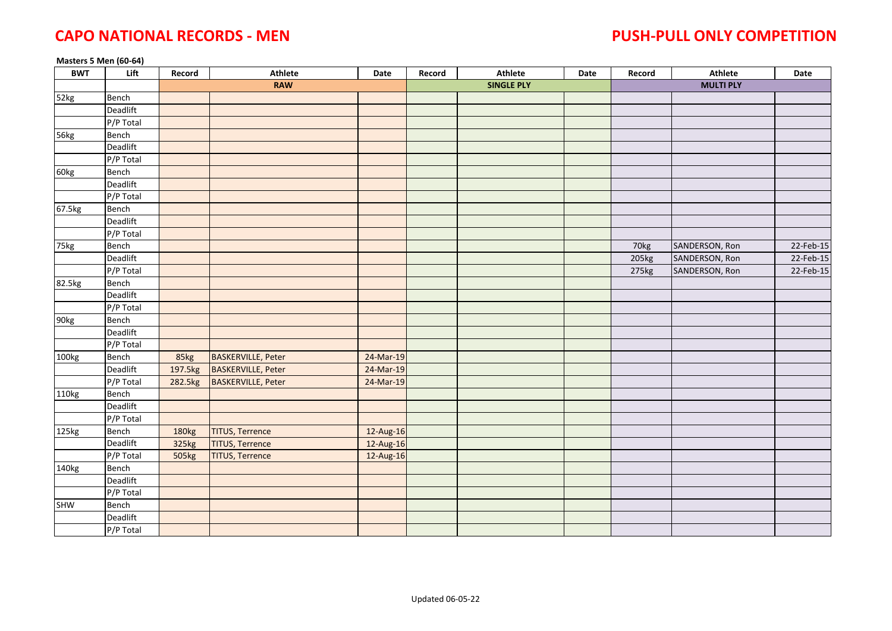# CAPO NATIONAL RECORDS - MEN

# PUSH-PULL ONLY COMPETITION

**Masters 5 Men (60-64)**

| BWT | Lift | Record | Athlete | Date | Record | Athlete | Date | Record | Athlete | Date |
|---|---|---|---|---|---|---|---|---|---|---|
| | | RAW | | | SINGLE PLY | | | MULTI PLY | | |
| 52kg | Bench | | | | | | | | | |
| | Deadlift | | | | | | | | | |
| | P/P Total | | | | | | | | | |
| 56kg | Bench | | | | | | | | | |
| | Deadlift | | | | | | | | | |
| | P/P Total | | | | | | | | | |
| 60kg | Bench | | | | | | | | | |
| | Deadlift | | | | | | | | | |
| | P/P Total | | | | | | | | | |
| 67.5kg | Bench | | | | | | | | | |
| | Deadlift | | | | | | | | | |
| | P/P Total | | | | | | | | | |
| 75kg | Bench | | | | | | | 70kg | SANDERSON, Ron | 22-Feb-15 |
| | Deadlift | | | | | | | 205kg | SANDERSON, Ron | 22-Feb-15 |
| | P/P Total | | | | | | | 275kg | SANDERSON, Ron | 22-Feb-15 |
| 82.5kg | Bench | | | | | | | | | |
| | Deadlift | | | | | | | | | |
| | P/P Total | | | | | | | | | |
| 90kg | Bench | | | | | | | | | |
| | Deadlift | | | | | | | | | |
| | P/P Total | | | | | | | | | |
| 100kg | Bench | 85kg | BASKERVILLE, Peter | 24-Mar-19 | | | | | | |
| | Deadlift | 197.5kg | BASKERVILLE, Peter | 24-Mar-19 | | | | | | |
| | P/P Total | 282.5kg | BASKERVILLE, Peter | 24-Mar-19 | | | | | | |
| 110kg | Bench | | | | | | | | | |
| | Deadlift | | | | | | | | | |
| | P/P Total | | | | | | | | | |
| 125kg | Bench | 180kg | TITUS, Terrence | 12-Aug-16 | | | | | | |
| | Deadlift | 325kg | TITUS, Terrence | 12-Aug-16 | | | | | | |
| | P/P Total | 505kg | TITUS, Terrence | 12-Aug-16 | | | | | | |
| 140kg | Bench | | | | | | | | | |
| | Deadlift | | | | | | | | | |
| | P/P Total | | | | | | | | | |
| SHW | Bench | | | | | | | | | |
| | Deadlift | | | | | | | | | |
| | P/P Total | | | | | | | | | |

Updated 06-05-22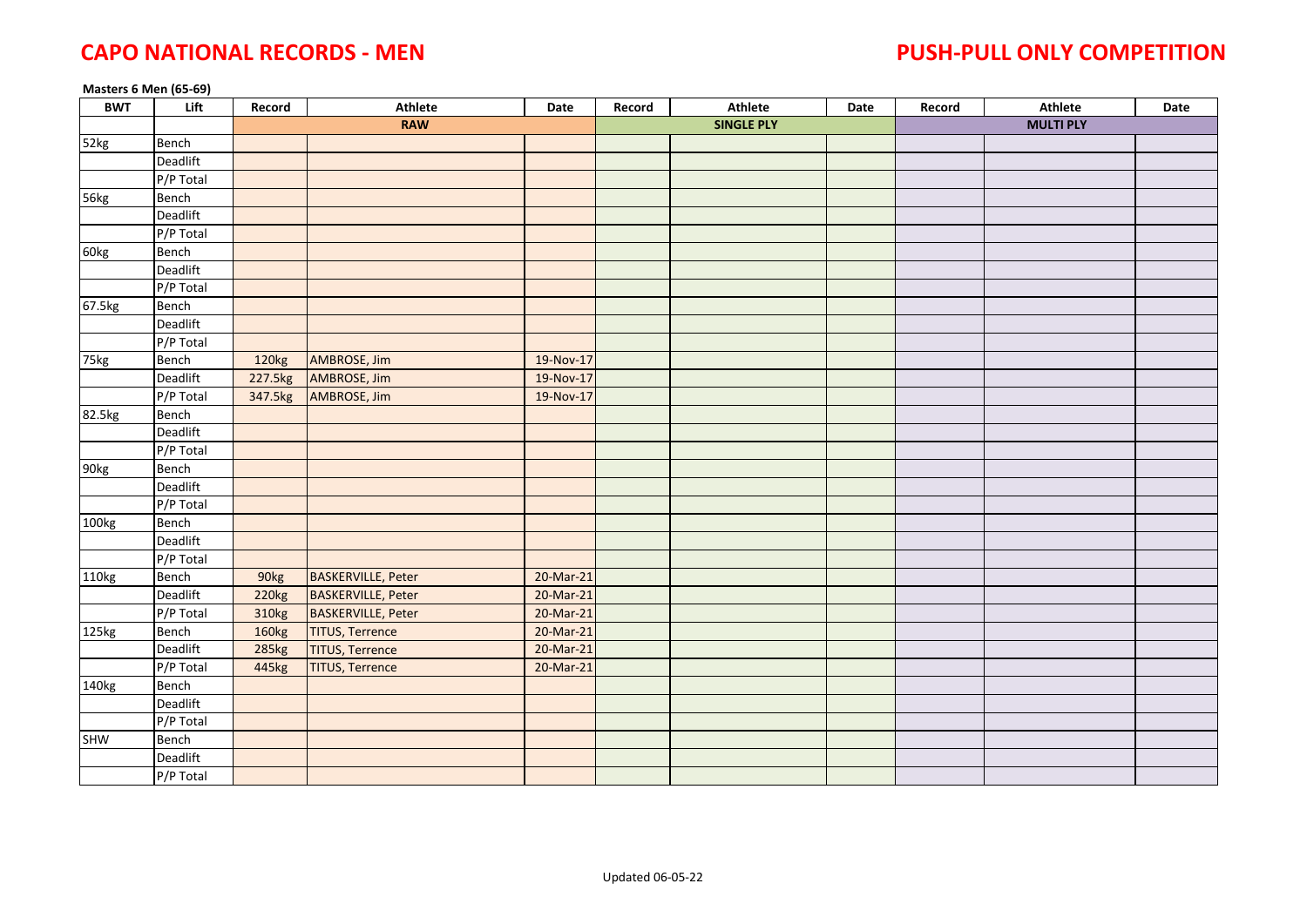# CAPO NATIONAL RECORDS - MEN

# PUSH-PULL ONLY COMPETITION

**Masters 6 Men (65-69)**

| BWT | Lift | Record | Athlete | Date | Record | Athlete | Date | Record | Athlete | Date |
|---|---|---|---|---|---|---|---|---|---|---|
| | | RAW | | | SINGLE PLY | | | MULTI PLY | | |
| 52kg | Bench | | | | | | | | | |
| | Deadlift | | | | | | | | | |
| | P/P Total | | | | | | | | | |
| 56kg | Bench | | | | | | | | | |
| | Deadlift | | | | | | | | | |
| | P/P Total | | | | | | | | | |
| 60kg | Bench | | | | | | | | | |
| | Deadlift | | | | | | | | | |
| | P/P Total | | | | | | | | | |
| 67.5kg | Bench | | | | | | | | | |
| | Deadlift | | | | | | | | | |
| | P/P Total | | | | | | | | | |
| 75kg | Bench | 120kg | AMBROSE, Jim | 19-Nov-17 | | | | | | |
| | Deadlift | 227.5kg | AMBROSE, Jim | 19-Nov-17 | | | | | | |
| | P/P Total | 347.5kg | AMBROSE, Jim | 19-Nov-17 | | | | | | |
| 82.5kg | Bench | | | | | | | | | |
| | Deadlift | | | | | | | | | |
| | P/P Total | | | | | | | | | |
| 90kg | Bench | | | | | | | | | |
| | Deadlift | | | | | | | | | |
| | P/P Total | | | | | | | | | |
| 100kg | Bench | | | | | | | | | |
| | Deadlift | | | | | | | | | |
| | P/P Total | | | | | | | | | |
| 110kg | Bench | 90kg | BASKERVILLE, Peter | 20-Mar-21 | | | | | | |
| | Deadlift | 220kg | BASKERVILLE, Peter | 20-Mar-21 | | | | | | |
| | P/P Total | 310kg | BASKERVILLE, Peter | 20-Mar-21 | | | | | | |
| 125kg | Bench | 160kg | TITUS, Terrence | 20-Mar-21 | | | | | | |
| | Deadlift | 285kg | TITUS, Terrence | 20-Mar-21 | | | | | | |
| | P/P Total | 445kg | TITUS, Terrence | 20-Mar-21 | | | | | | |
| 140kg | Bench | | | | | | | | | |
| | Deadlift | | | | | | | | | |
| | P/P Total | | | | | | | | | |
| SHW | Bench | | | | | | | | | |
| | Deadlift | | | | | | | | | |
| | P/P Total | | | | | | | | | |

Updated 06-05-22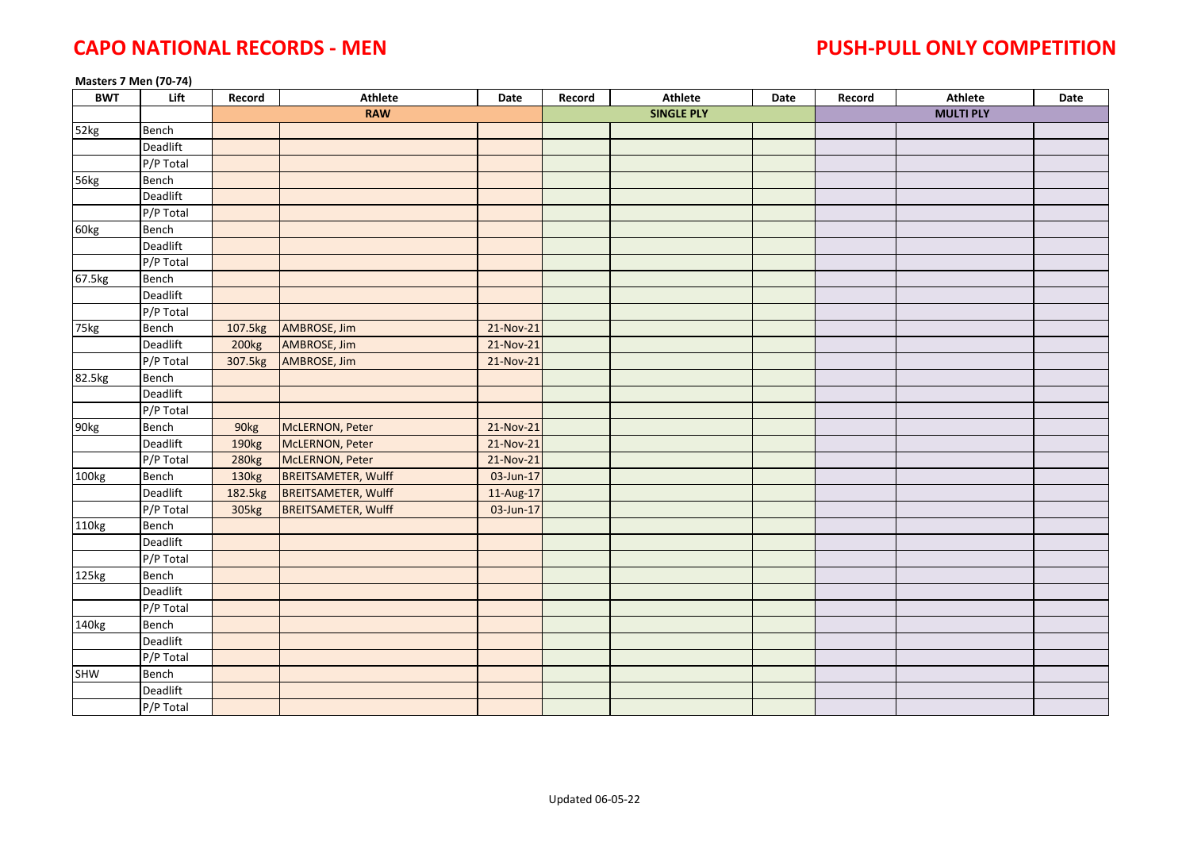# CAPO NATIONAL RECORDS - MEN

# PUSH-PULL ONLY COMPETITION

**Masters 7 Men (70-74)**

| BWT | Lift | Record | Athlete | Date | Record | Athlete | Date | Record | Athlete | Date |
|---|---|---|---|---|---|---|---|---|---|---|
| | | RAW | | | SINGLE PLY | | | MULTI PLY | | |
| 52kg | Bench | | | | | | | | | |
| | Deadlift | | | | | | | | | |
| | P/P Total | | | | | | | | | |
| 56kg | Bench | | | | | | | | | |
| | Deadlift | | | | | | | | | |
| | P/P Total | | | | | | | | | |
| 60kg | Bench | | | | | | | | | |
| | Deadlift | | | | | | | | | |
| | P/P Total | | | | | | | | | |
| 67.5kg | Bench | | | | | | | | | |
| | Deadlift | | | | | | | | | |
| | P/P Total | | | | | | | | | |
| 75kg | Bench | 107.5kg | AMBROSE, Jim | 21-Nov-21 | | | | | | |
| | Deadlift | 200kg | AMBROSE, Jim | 21-Nov-21 | | | | | | |
| | P/P Total | 307.5kg | AMBROSE, Jim | 21-Nov-21 | | | | | | |
| 82.5kg | Bench | | | | | | | | | |
| | Deadlift | | | | | | | | | |
| | P/P Total | | | | | | | | | |
| 90kg | Bench | 90kg | McLERNON, Peter | 21-Nov-21 | | | | | | |
| | Deadlift | 190kg | McLERNON, Peter | 21-Nov-21 | | | | | | |
| | P/P Total | 280kg | McLERNON, Peter | 21-Nov-21 | | | | | | |
| 100kg | Bench | 130kg | BREITSAMETER, Wulff | 03-Jun-17 | | | | | | |
| | Deadlift | 182.5kg | BREITSAMETER, Wulff | 11-Aug-17 | | | | | | |
| | P/P Total | 305kg | BREITSAMETER, Wulff | 03-Jun-17 | | | | | | |
| 110kg | Bench | | | | | | | | | |
| | Deadlift | | | | | | | | | |
| | P/P Total | | | | | | | | | |
| 125kg | Bench | | | | | | | | | |
| | Deadlift | | | | | | | | | |
| | P/P Total | | | | | | | | | |
| 140kg | Bench | | | | | | | | | |
| | Deadlift | | | | | | | | | |
| | P/P Total | | | | | | | | | |
| SHW | Bench | | | | | | | | | |
| | Deadlift | | | | | | | | | |
| | P/P Total | | | | | | | | | |

Updated 06-05-22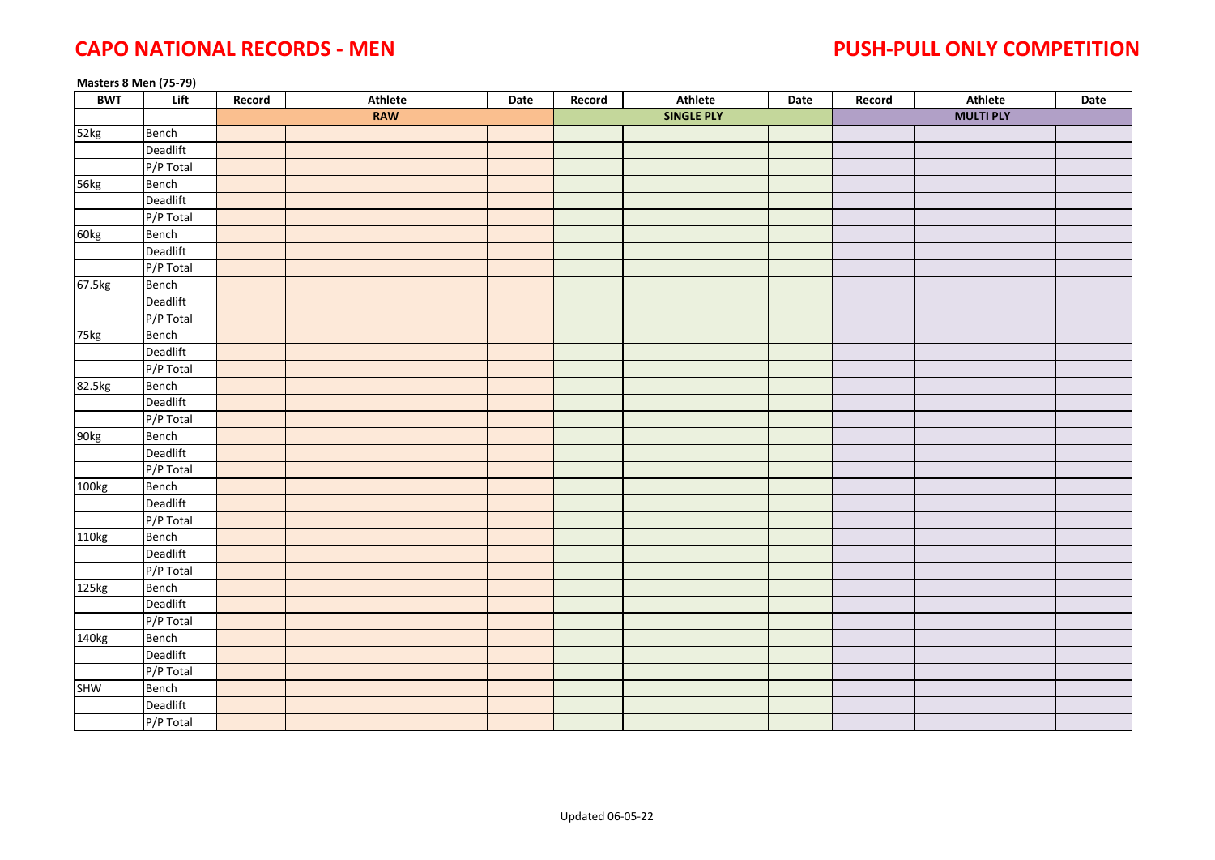# CAPO NATIONAL RECORDS - MEN

# PUSH-PULL ONLY COMPETITION

**Masters 8 Men (75-79)**

| BWT | Lift | Record | Athlete | Date | Record | Athlete | Date | Record | Athlete | Date |
|---|---|---|---|---|---|---|---|---|---|---|
| | | RAW | | | SINGLE PLY | | | MULTI PLY | | |
| 52kg | Bench | | | | | | | | | |
| | Deadlift | | | | | | | | | |
| | P/P Total | | | | | | | | | |
| 56kg | Bench | | | | | | | | | |
| | Deadlift | | | | | | | | | |
| | P/P Total | | | | | | | | | |
| 60kg | Bench | | | | | | | | | |
| | Deadlift | | | | | | | | | |
| | P/P Total | | | | | | | | | |
| 67.5kg | Bench | | | | | | | | | |
| | Deadlift | | | | | | | | | |
| | P/P Total | | | | | | | | | |
| 75kg | Bench | | | | | | | | | |
| | Deadlift | | | | | | | | | |
| | P/P Total | | | | | | | | | |
| 82.5kg | Bench | | | | | | | | | |
| | Deadlift | | | | | | | | | |
| | P/P Total | | | | | | | | | |
| 90kg | Bench | | | | | | | | | |
| | Deadlift | | | | | | | | | |
| | P/P Total | | | | | | | | | |
| 100kg | Bench | | | | | | | | | |
| | Deadlift | | | | | | | | | |
| | P/P Total | | | | | | | | | |
| 110kg | Bench | | | | | | | | | |
| | Deadlift | | | | | | | | | |
| | P/P Total | | | | | | | | | |
| 125kg | Bench | | | | | | | | | |
| | Deadlift | | | | | | | | | |
| | P/P Total | | | | | | | | | |
| 140kg | Bench | | | | | | | | | |
| | Deadlift | | | | | | | | | |
| | P/P Total | | | | | | | | | |
| SHW | Bench | | | | | | | | | |
| | Deadlift | | | | | | | | | |
| | P/P Total | | | | | | | | | |

Updated 06-05-22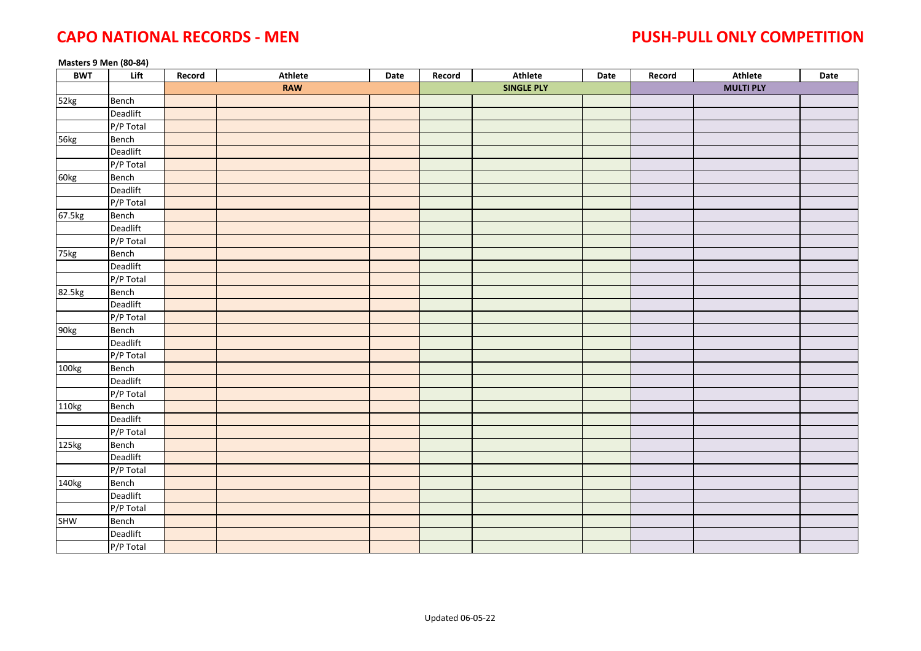# CAPO NATIONAL RECORDS - MEN

# PUSH-PULL ONLY COMPETITION

**Masters 9 Men (80-84)**

| BWT | Lift | Record | Athlete | Date | Record | Athlete | Date | Record | Athlete | Date |
|---|---|---|---|---|---|---|---|---|---|---|
| | | RAW | | | SINGLE PLY | | | MULTI PLY | | |
| 52kg | Bench | | | | | | | | | |
| | Deadlift | | | | | | | | | |
| | P/P Total | | | | | | | | | |
| 56kg | Bench | | | | | | | | | |
| | Deadlift | | | | | | | | | |
| | P/P Total | | | | | | | | | |
| 60kg | Bench | | | | | | | | | |
| | Deadlift | | | | | | | | | |
| | P/P Total | | | | | | | | | |
| 67.5kg | Bench | | | | | | | | | |
| | Deadlift | | | | | | | | | |
| | P/P Total | | | | | | | | | |
| 75kg | Bench | | | | | | | | | |
| | Deadlift | | | | | | | | | |
| | P/P Total | | | | | | | | | |
| 82.5kg | Bench | | | | | | | | | |
| | Deadlift | | | | | | | | | |
| | P/P Total | | | | | | | | | |
| 90kg | Bench | | | | | | | | | |
| | Deadlift | | | | | | | | | |
| | P/P Total | | | | | | | | | |
| 100kg | Bench | | | | | | | | | |
| | Deadlift | | | | | | | | | |
| | P/P Total | | | | | | | | | |
| 110kg | Bench | | | | | | | | | |
| | Deadlift | | | | | | | | | |
| | P/P Total | | | | | | | | | |
| 125kg | Bench | | | | | | | | | |
| | Deadlift | | | | | | | | | |
| | P/P Total | | | | | | | | | |
| 140kg | Bench | | | | | | | | | |
| | Deadlift | | | | | | | | | |
| | P/P Total | | | | | | | | | |
| SHW | Bench | | | | | | | | | |
| | Deadlift | | | | | | | | | |
| | P/P Total | | | | | | | | | |

Updated 06-05-22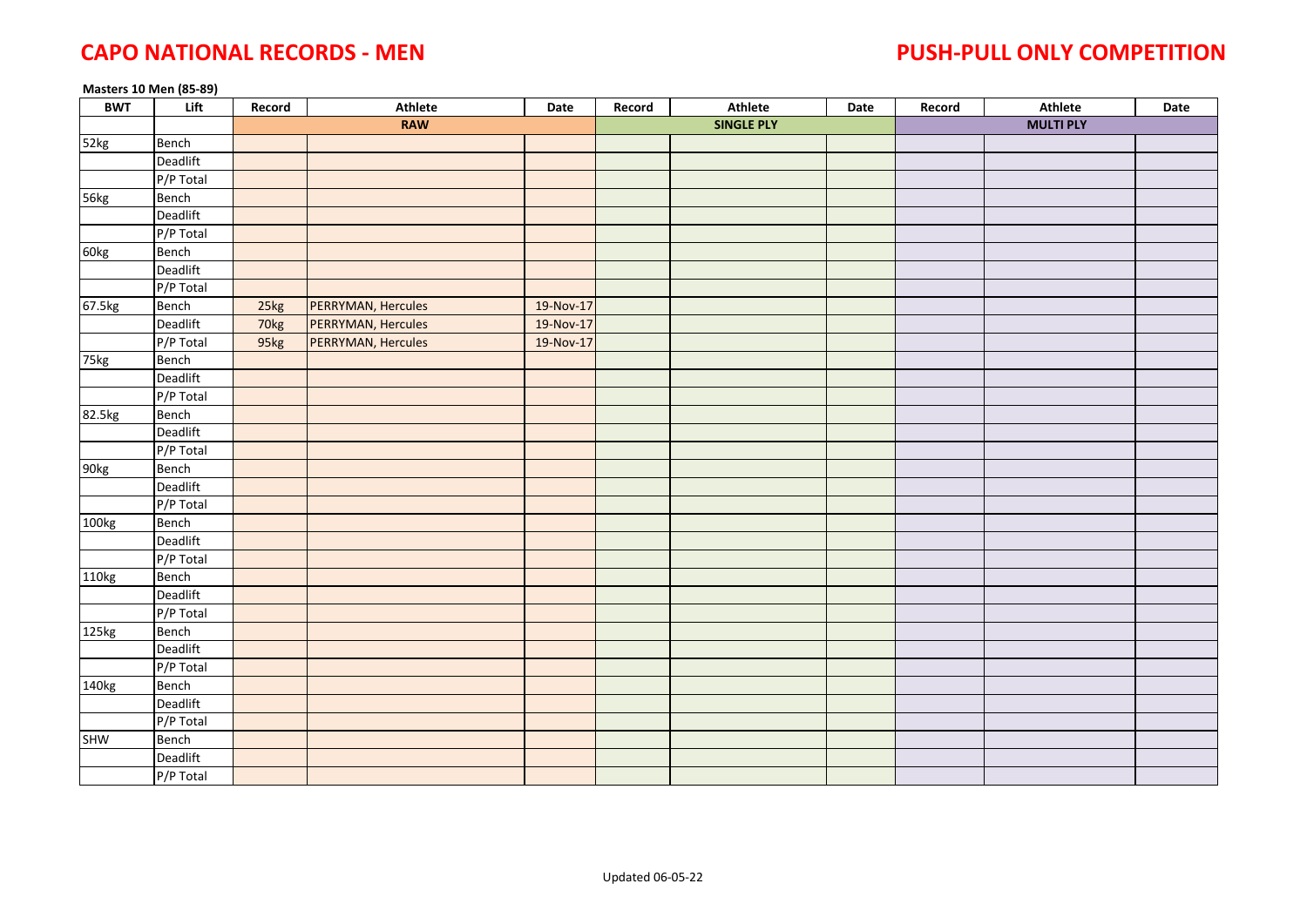# CAPO NATIONAL RECORDS - MEN

# PUSH-PULL ONLY COMPETITION

**Masters 10 Men (85-89)**

| BWT | Lift | Record | Athlete | Date | Record | Athlete | Date | Record | Athlete | Date |
|---|---|---|---|---|---|---|---|---|---|---|
| | | RAW | | | SINGLE PLY | | | MULTI PLY | | |
| 52kg | Bench | | | | | | | | | |
| | Deadlift | | | | | | | | | |
| | P/P Total | | | | | | | | | |
| 56kg | Bench | | | | | | | | | |
| | Deadlift | | | | | | | | | |
| | P/P Total | | | | | | | | | |
| 60kg | Bench | | | | | | | | | |
| | Deadlift | | | | | | | | | |
| | P/P Total | | | | | | | | | |
| 67.5kg | Bench | 25kg | PERRYMAN, Hercules | 19-Nov-17 | | | | | | |
| | Deadlift | 70kg | PERRYMAN, Hercules | 19-Nov-17 | | | | | | |
| | P/P Total | 95kg | PERRYMAN, Hercules | 19-Nov-17 | | | | | | |
| 75kg | Bench | | | | | | | | | |
| | Deadlift | | | | | | | | | |
| | P/P Total | | | | | | | | | |
| 82.5kg | Bench | | | | | | | | | |
| | Deadlift | | | | | | | | | |
| | P/P Total | | | | | | | | | |
| 90kg | Bench | | | | | | | | | |
| | Deadlift | | | | | | | | | |
| | P/P Total | | | | | | | | | |
| 100kg | Bench | | | | | | | | | |
| | Deadlift | | | | | | | | | |
| | P/P Total | | | | | | | | | |
| 110kg | Bench | | | | | | | | | |
| | Deadlift | | | | | | | | | |
| | P/P Total | | | | | | | | | |
| 125kg | Bench | | | | | | | | | |
| | Deadlift | | | | | | | | | |
| | P/P Total | | | | | | | | | |
| 140kg | Bench | | | | | | | | | |
| | Deadlift | | | | | | | | | |
| | P/P Total | | | | | | | | | |
| SHW | Bench | | | | | | | | | |
| | Deadlift | | | | | | | | | |
| | P/P Total | | | | | | | | | |

Updated 06-05-22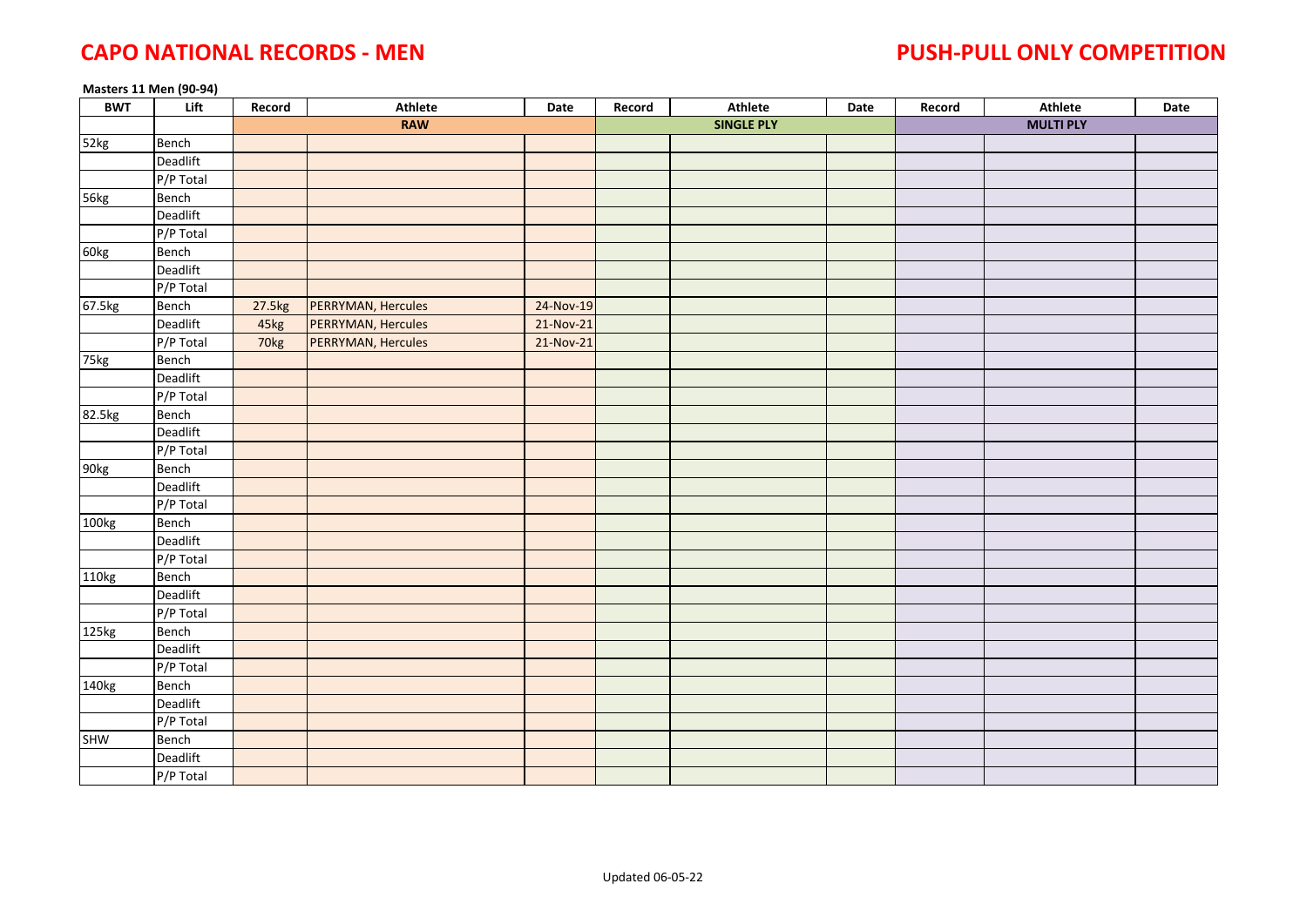# CAPO NATIONAL RECORDS - MEN

# PUSH-PULL ONLY COMPETITION

**Masters 11 Men (90-94)**

| BWT | Lift | Record | Athlete | Date | Record | Athlete | Date | Record | Athlete | Date |
|---|---|---|---|---|---|---|---|---|---|---|
| | | RAW | | | SINGLE PLY | | | MULTI PLY | | |
| 52kg | Bench | | | | | | | | | |
| | Deadlift | | | | | | | | | |
| | P/P Total | | | | | | | | | |
| 56kg | Bench | | | | | | | | | |
| | Deadlift | | | | | | | | | |
| | P/P Total | | | | | | | | | |
| 60kg | Bench | | | | | | | | | |
| | Deadlift | | | | | | | | | |
| | P/P Total | | | | | | | | | |
| 67.5kg | Bench | 27.5kg | PERRYMAN, Hercules | 24-Nov-19 | | | | | | |
| | Deadlift | 45kg | PERRYMAN, Hercules | 21-Nov-21 | | | | | | |
| | P/P Total | 70kg | PERRYMAN, Hercules | 21-Nov-21 | | | | | | |
| 75kg | Bench | | | | | | | | | |
| | Deadlift | | | | | | | | | |
| | P/P Total | | | | | | | | | |
| 82.5kg | Bench | | | | | | | | | |
| | Deadlift | | | | | | | | | |
| | P/P Total | | | | | | | | | |
| 90kg | Bench | | | | | | | | | |
| | Deadlift | | | | | | | | | |
| | P/P Total | | | | | | | | | |
| 100kg | Bench | | | | | | | | | |
| | Deadlift | | | | | | | | | |
| | P/P Total | | | | | | | | | |
| 110kg | Bench | | | | | | | | | |
| | Deadlift | | | | | | | | | |
| | P/P Total | | | | | | | | | |
| 125kg | Bench | | | | | | | | | |
| | Deadlift | | | | | | | | | |
| | P/P Total | | | | | | | | | |
| 140kg | Bench | | | | | | | | | |
| | Deadlift | | | | | | | | | |
| | P/P Total | | | | | | | | | |
| SHW | Bench | | | | | | | | | |
| | Deadlift | | | | | | | | | |
| | P/P Total | | | | | | | | | |

Updated 06-05-22